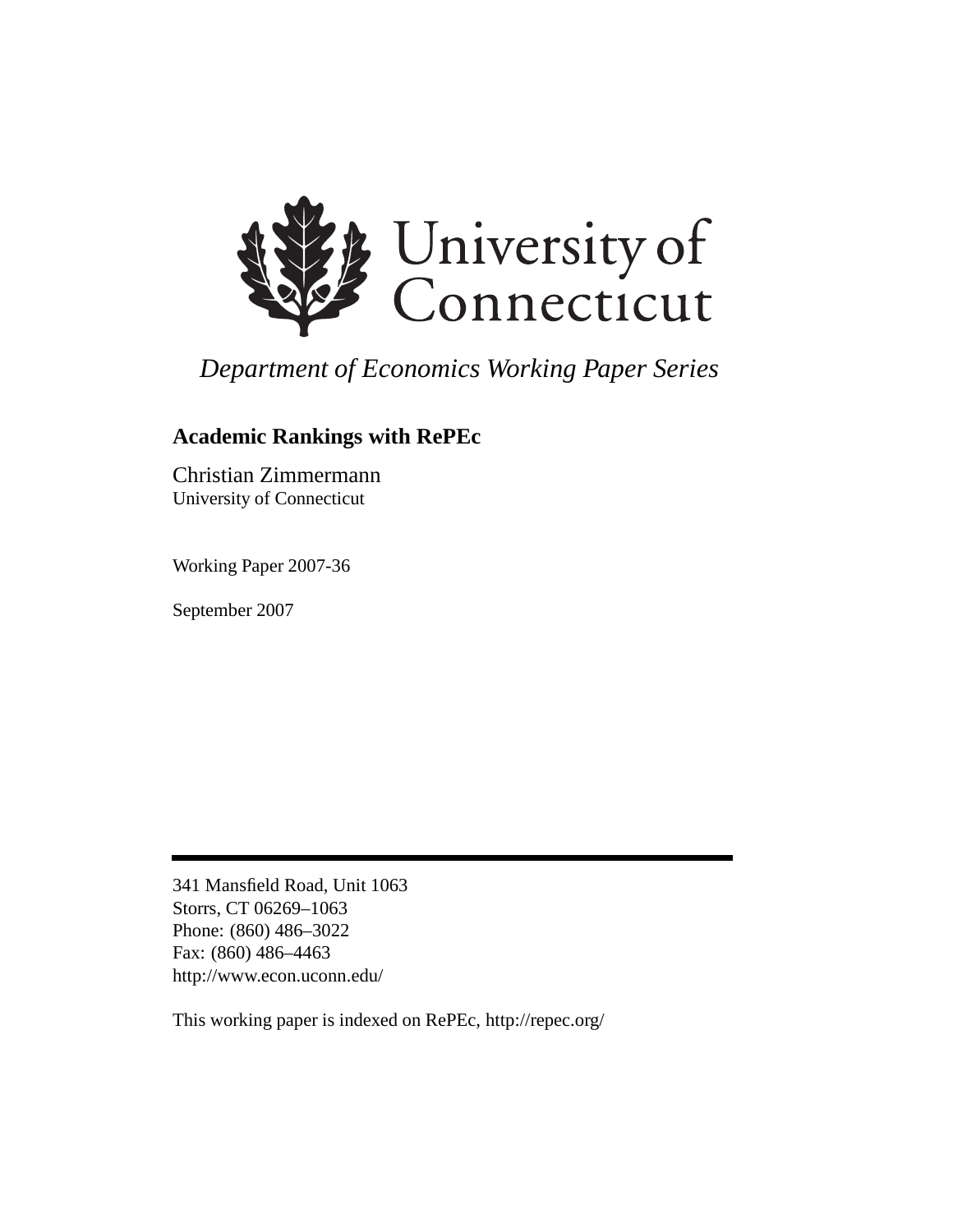University of Connecticut

*Department of Economics Working Paper Series*

**Academic Rankings with RePEc**

Christian Zimmermann
University of Connecticut

Working Paper 2007-36

September 2007

---

341 Mansfield Road, Unit 1063
Storrs, CT 06269–1063
Phone: (860) 486–3022
Fax: (860) 486–4463
http://www.econ.uconn.edu/

This working paper is indexed on RePEc, http://repec.org/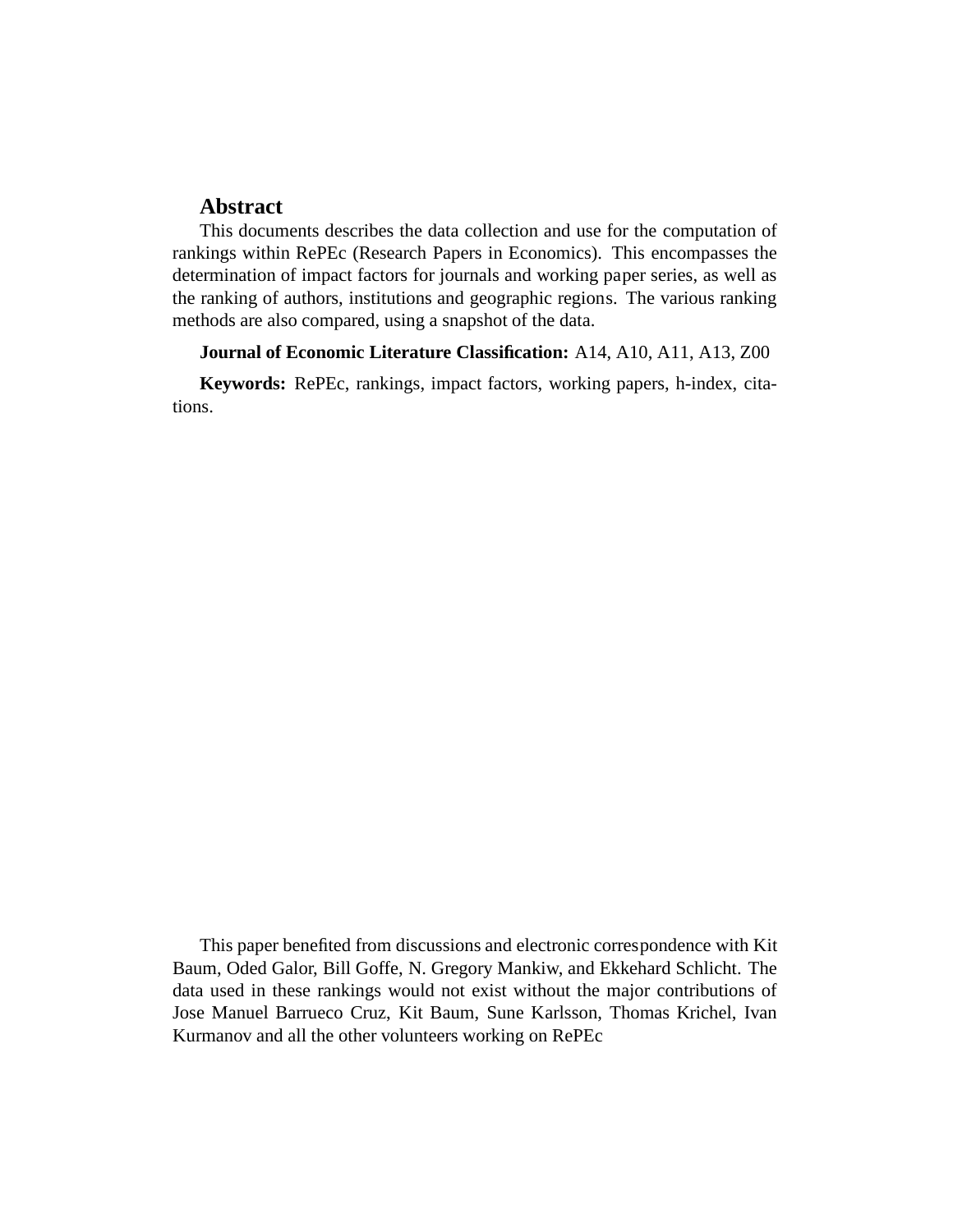## Abstract

This documents describes the data collection and use for the computation of rankings within RePEc (Research Papers in Economics). This encompasses the determination of impact factors for journals and working paper series, as well as the ranking of authors, institutions and geographic regions. The various ranking methods are also compared, using a snapshot of the data.

**Journal of Economic Literature Classification:** A14, A10, A11, A13, Z00

**Keywords:** RePEc, rankings, impact factors, working papers, h-index, citations.

This paper benefited from discussions and electronic correspondence with Kit Baum, Oded Galor, Bill Goffe, N. Gregory Mankiw, and Ekkehard Schlicht. The data used in these rankings would not exist without the major contributions of Jose Manuel Barrueco Cruz, Kit Baum, Sune Karlsson, Thomas Krichel, Ivan Kurmanov and all the other volunteers working on RePEc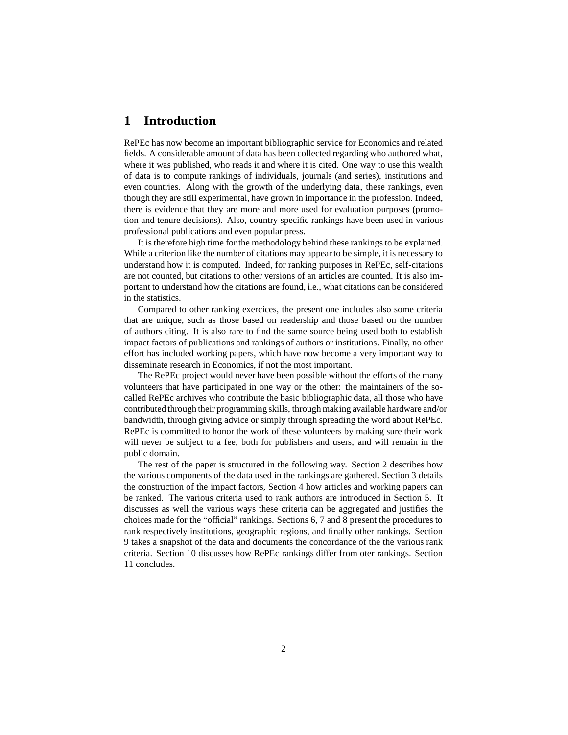# 1 Introduction

RePEc has now become an important bibliographic service for Economics and related fields. A considerable amount of data has been collected regarding who authored what, where it was published, who reads it and where it is cited. One way to use this wealth of data is to compute rankings of individuals, journals (and series), institutions and even countries. Along with the growth of the underlying data, these rankings, even though they are still experimental, have grown in importance in the profession. Indeed, there is evidence that they are more and more used for evaluation purposes (promotion and tenure decisions). Also, country specific rankings have been used in various professional publications and even popular press.

It is therefore high time for the methodology behind these rankings to be explained. While a criterion like the number of citations may appear to be simple, it is necessary to understand how it is computed. Indeed, for ranking purposes in RePEc, self-citations are not counted, but citations to other versions of an articles are counted. It is also important to understand how the citations are found, i.e., what citations can be considered in the statistics.

Compared to other ranking exercices, the present one includes also some criteria that are unique, such as those based on readership and those based on the number of authors citing. It is also rare to find the same source being used both to establish impact factors of publications and rankings of authors or institutions. Finally, no other effort has included working papers, which have now become a very important way to disseminate research in Economics, if not the most important.

The RePEc project would never have been possible without the efforts of the many volunteers that have participated in one way or the other: the maintainers of the so-called RePEc archives who contribute the basic bibliographic data, all those who have contributed through their programming skills, through making available hardware and/or bandwidth, through giving advice or simply through spreading the word about RePEc. RePEc is committed to honor the work of these volunteers by making sure their work will never be subject to a fee, both for publishers and users, and will remain in the public domain.

The rest of the paper is structured in the following way. Section 2 describes how the various components of the data used in the rankings are gathered. Section 3 details the construction of the impact factors, Section 4 how articles and working papers can be ranked. The various criteria used to rank authors are introduced in Section 5. It discusses as well the various ways these criteria can be aggregated and justifies the choices made for the "official" rankings. Sections 6, 7 and 8 present the procedures to rank respectively institutions, geographic regions, and finally other rankings. Section 9 takes a snapshot of the data and documents the concordance of the the various rank criteria. Section 10 discusses how RePEc rankings differ from oter rankings. Section 11 concludes.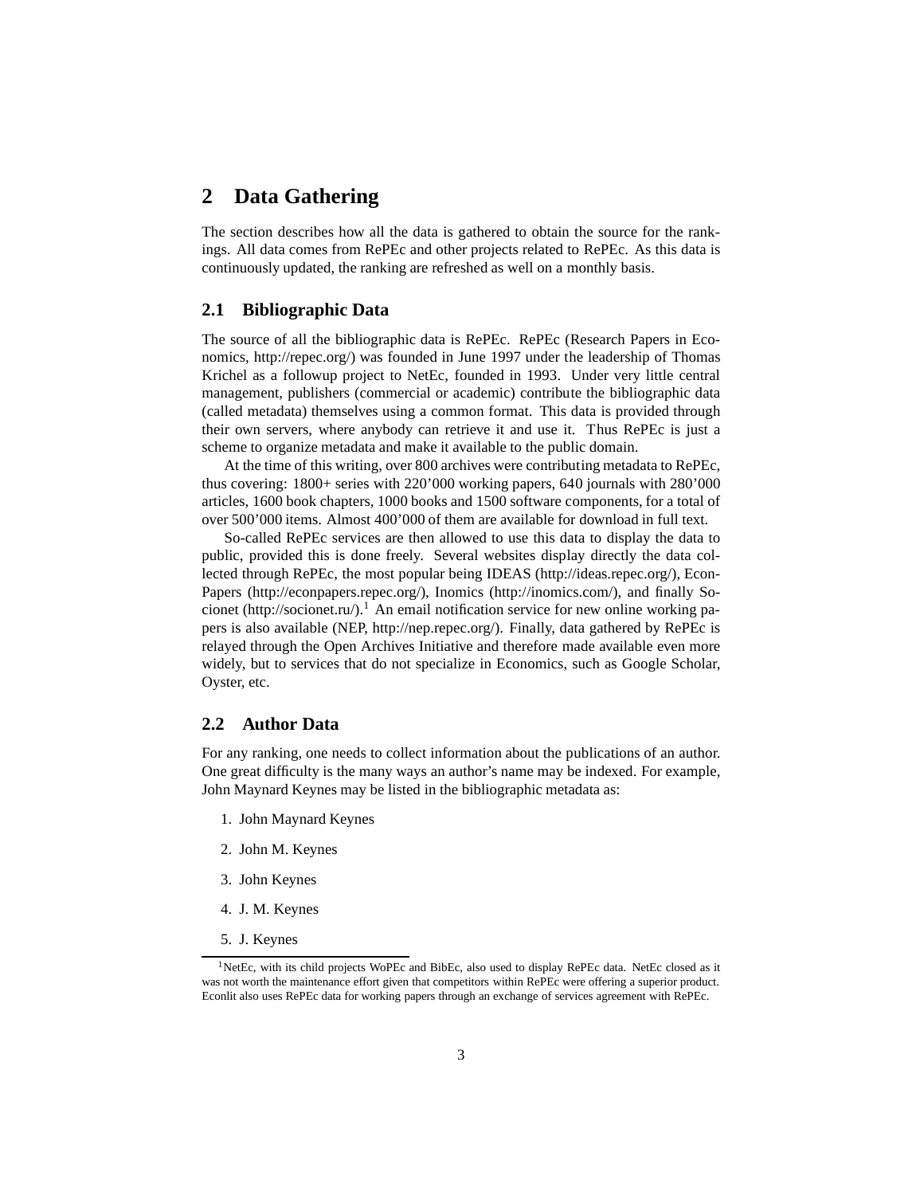# 2 Data Gathering

The section describes how all the data is gathered to obtain the source for the rankings. All data comes from RePEc and other projects related to RePEc. As this data is continuously updated, the ranking are refreshed as well on a monthly basis.

## 2.1 Bibliographic Data

The source of all the bibliographic data is RePEc. RePEc (Research Papers in Economics, http://repec.org/) was founded in June 1997 under the leadership of Thomas Krichel as a followup project to NetEc, founded in 1993. Under very little central management, publishers (commercial or academic) contribute the bibliographic data (called metadata) themselves using a common format. This data is provided through their own servers, where anybody can retrieve it and use it. Thus RePEc is just a scheme to organize metadata and make it available to the public domain.

At the time of this writing, over 800 archives were contributing metadata to RePEc, thus covering: 1800+ series with 220'000 working papers, 640 journals with 280'000 articles, 1600 book chapters, 1000 books and 1500 software components, for a total of over 500'000 items. Almost 400'000 of them are available for download in full text.

So-called RePEc services are then allowed to use this data to display the data to public, provided this is done freely. Several websites display directly the data collected through RePEc, the most popular being IDEAS (http://ideas.repec.org/), EconPapers (http://econpapers.repec.org/), Inomics (http://inomics.com/), and finally Socionet (http://socionet.ru/).[1] An email notification service for new online working papers is also available (NEP, http://nep.repec.org/). Finally, data gathered by RePEc is relayed through the Open Archives Initiative and therefore made available even more widely, but to services that do not specialize in Economics, such as Google Scholar, Oyster, etc.

## 2.2 Author Data

For any ranking, one needs to collect information about the publications of an author. One great difficulty is the many ways an author's name may be indexed. For example, John Maynard Keynes may be listed in the bibliographic metadata as:

1. John Maynard Keynes
2. John M. Keynes
3. John Keynes
4. J. M. Keynes
5. J. Keynes

[1] NetEc, with its child projects WoPEc and BibEc, also used to display RePEc data. NetEc closed as it was not worth the maintenance effort given that competitors within RePEc were offering a superior product. Econlit also uses RePEc data for working papers through an exchange of services agreement with RePEc.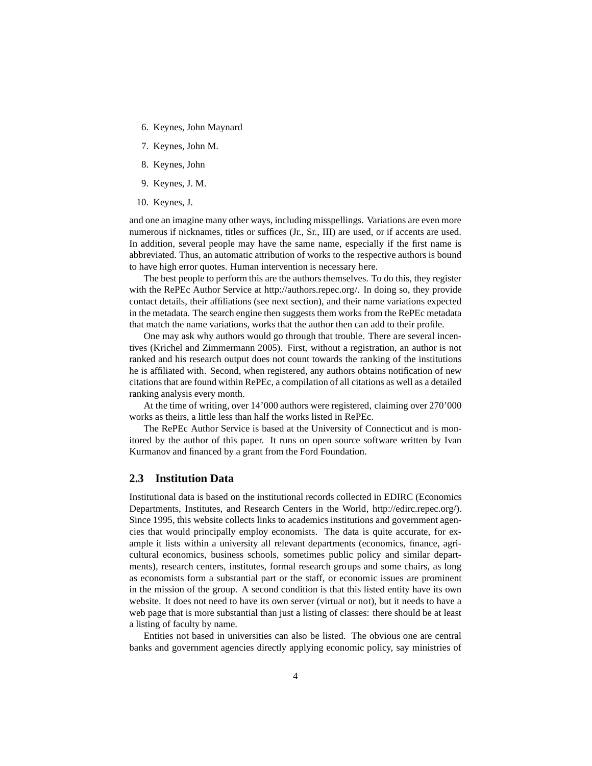6. Keynes, John Maynard
7. Keynes, John M.
8. Keynes, John
9. Keynes, J. M.
10. Keynes, J.

and one an imagine many other ways, including misspellings. Variations are even more numerous if nicknames, titles or suffices (Jr., Sr., III) are used, or if accents are used. In addition, several people may have the same name, especially if the first name is abbreviated. Thus, an automatic attribution of works to the respective authors is bound to have high error quotes. Human intervention is necessary here.

The best people to perform this are the authors themselves. To do this, they register with the RePEc Author Service at http://authors.repec.org/. In doing so, they provide contact details, their affiliations (see next section), and their name variations expected in the metadata. The search engine then suggests them works from the RePEc metadata that match the name variations, works that the author then can add to their profile.

One may ask why authors would go through that trouble. There are several incentives (Krichel and Zimmermann 2005). First, without a registration, an author is not ranked and his research output does not count towards the ranking of the institutions he is affiliated with. Second, when registered, any authors obtains notification of new citations that are found within RePEc, a compilation of all citations as well as a detailed ranking analysis every month.

At the time of writing, over 14'000 authors were registered, claiming over 270'000 works as theirs, a little less than half the works listed in RePEc.

The RePEc Author Service is based at the University of Connecticut and is monitored by the author of this paper. It runs on open source software written by Ivan Kurmanov and financed by a grant from the Ford Foundation.

## 2.3 Institution Data

Institutional data is based on the institutional records collected in EDIRC (Economics Departments, Institutes, and Research Centers in the World, http://edirc.repec.org/). Since 1995, this website collects links to academics institutions and government agencies that would principally employ economists. The data is quite accurate, for example it lists within a university all relevant departments (economics, finance, agricultural economics, business schools, sometimes public policy and similar departments), research centers, institutes, formal research groups and some chairs, as long as economists form a substantial part or the staff, or economic issues are prominent in the mission of the group. A second condition is that this listed entity have its own website. It does not need to have its own server (virtual or not), but it needs to have a web page that is more substantial than just a listing of classes: there should be at least a listing of faculty by name.

Entities not based in universities can also be listed. The obvious one are central banks and government agencies directly applying economic policy, say ministries of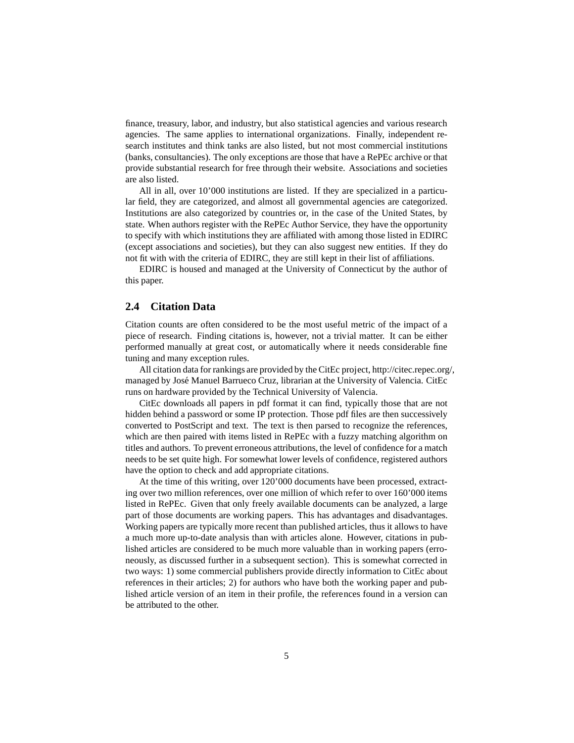finance, treasury, labor, and industry, but also statistical agencies and various research agencies. The same applies to international organizations. Finally, independent research institutes and think tanks are also listed, but not most commercial institutions (banks, consultancies). The only exceptions are those that have a RePEc archive or that provide substantial research for free through their website. Associations and societies are also listed.

All in all, over 10'000 institutions are listed. If they are specialized in a particular field, they are categorized, and almost all governmental agencies are categorized. Institutions are also categorized by countries or, in the case of the United States, by state. When authors register with the RePEc Author Service, they have the opportunity to specify with which institutions they are affiliated with among those listed in EDIRC (except associations and societies), but they can also suggest new entities. If they do not fit with with the criteria of EDIRC, they are still kept in their list of affiliations.

EDIRC is housed and managed at the University of Connecticut by the author of this paper.

## 2.4 Citation Data

Citation counts are often considered to be the most useful metric of the impact of a piece of research. Finding citations is, however, not a trivial matter. It can be either performed manually at great cost, or automatically where it needs considerable fine tuning and many exception rules.

All citation data for rankings are provided by the CitEc project, http://citec.repec.org/, managed by José Manuel Barrueco Cruz, librarian at the University of Valencia. CitEc runs on hardware provided by the Technical University of Valencia.

CitEc downloads all papers in pdf format it can find, typically those that are not hidden behind a password or some IP protection. Those pdf files are then successively converted to PostScript and text. The text is then parsed to recognize the references, which are then paired with items listed in RePEc with a fuzzy matching algorithm on titles and authors. To prevent erroneous attributions, the level of confidence for a match needs to be set quite high. For somewhat lower levels of confidence, registered authors have the option to check and add appropriate citations.

At the time of this writing, over 120'000 documents have been processed, extracting over two million references, over one million of which refer to over 160'000 items listed in RePEc. Given that only freely available documents can be analyzed, a large part of those documents are working papers. This has advantages and disadvantages. Working papers are typically more recent than published articles, thus it allows to have a much more up-to-date analysis than with articles alone. However, citations in published articles are considered to be much more valuable than in working papers (erroneously, as discussed further in a subsequent section). This is somewhat corrected in two ways: 1) some commercial publishers provide directly information to CitEc about references in their articles; 2) for authors who have both the working paper and published article version of an item in their profile, the references found in a version can be attributed to the other.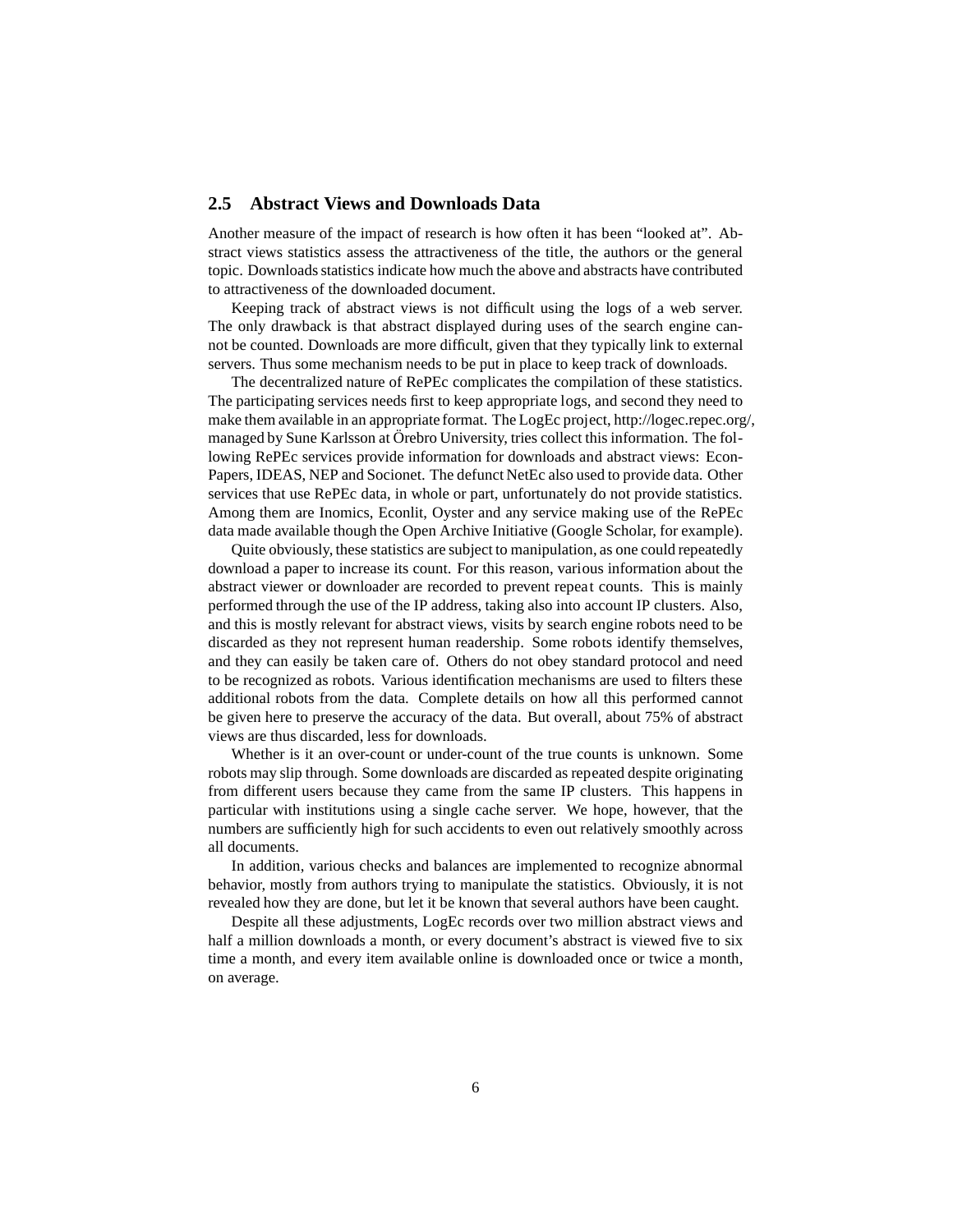## 2.5 Abstract Views and Downloads Data

Another measure of the impact of research is how often it has been "looked at". Abstract views statistics assess the attractiveness of the title, the authors or the general topic. Downloads statistics indicate how much the above and abstracts have contributed to attractiveness of the downloaded document.

Keeping track of abstract views is not difficult using the logs of a web server. The only drawback is that abstract displayed during uses of the search engine cannot be counted. Downloads are more difficult, given that they typically link to external servers. Thus some mechanism needs to be put in place to keep track of downloads.

The decentralized nature of RePEc complicates the compilation of these statistics. The participating services needs first to keep appropriate logs, and second they need to make them available in an appropriate format. The LogEc project, http://logec.repec.org/, managed by Sune Karlsson at Örebro University, tries collect this information. The following RePEc services provide information for downloads and abstract views: EconPapers, IDEAS, NEP and Socionet. The defunct NetEc also used to provide data. Other services that use RePEc data, in whole or part, unfortunately do not provide statistics. Among them are Inomics, Econlit, Oyster and any service making use of the RePEc data made available though the Open Archive Initiative (Google Scholar, for example).

Quite obviously, these statistics are subject to manipulation, as one could repeatedly download a paper to increase its count. For this reason, various information about the abstract viewer or downloader are recorded to prevent repeat counts. This is mainly performed through the use of the IP address, taking also into account IP clusters. Also, and this is mostly relevant for abstract views, visits by search engine robots need to be discarded as they not represent human readership. Some robots identify themselves, and they can easily be taken care of. Others do not obey standard protocol and need to be recognized as robots. Various identification mechanisms are used to filters these additional robots from the data. Complete details on how all this performed cannot be given here to preserve the accuracy of the data. But overall, about 75% of abstract views are thus discarded, less for downloads.

Whether is it an over-count or under-count of the true counts is unknown. Some robots may slip through. Some downloads are discarded as repeated despite originating from different users because they came from the same IP clusters. This happens in particular with institutions using a single cache server. We hope, however, that the numbers are sufficiently high for such accidents to even out relatively smoothly across all documents.

In addition, various checks and balances are implemented to recognize abnormal behavior, mostly from authors trying to manipulate the statistics. Obviously, it is not revealed how they are done, but let it be known that several authors have been caught.

Despite all these adjustments, LogEc records over two million abstract views and half a million downloads a month, or every document's abstract is viewed five to six time a month, and every item available online is downloaded once or twice a month, on average.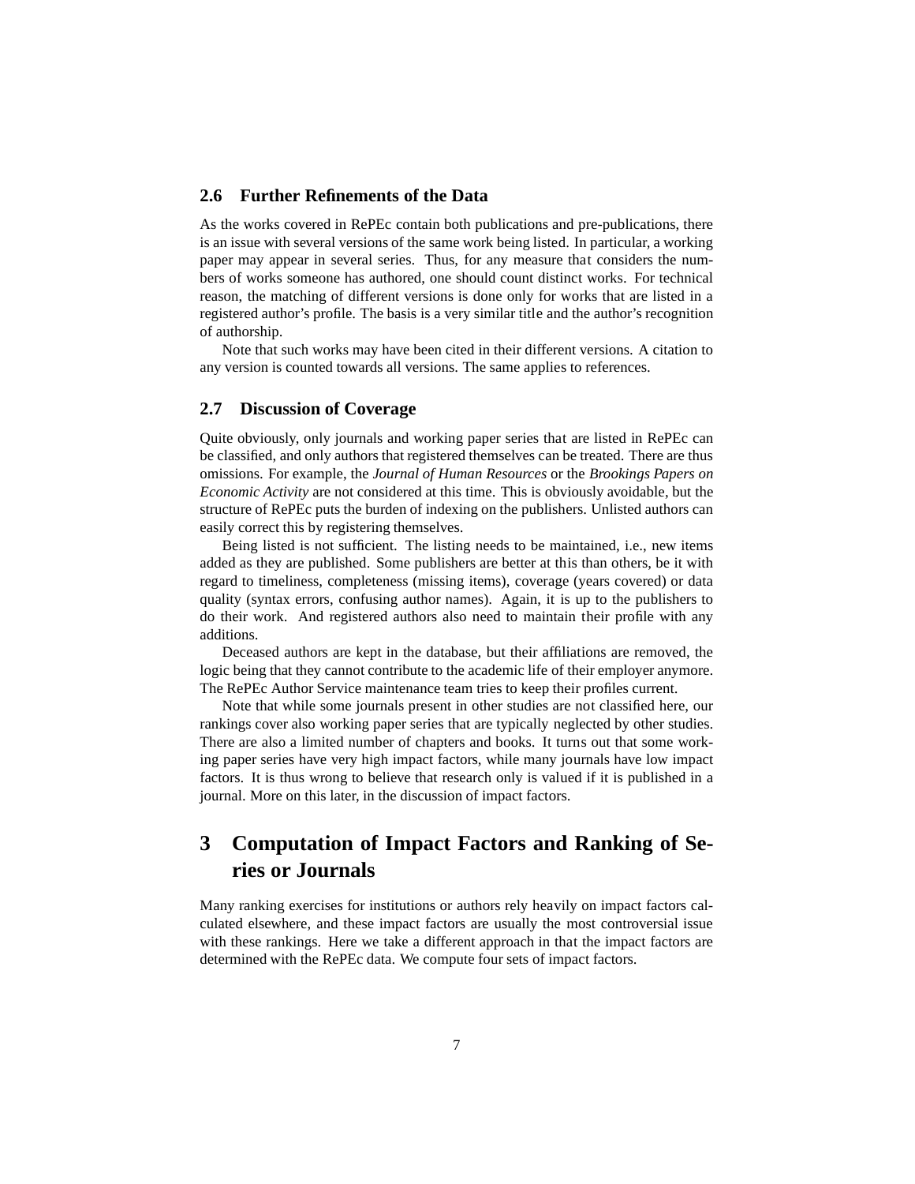### 2.6 Further Refinements of the Data

As the works covered in RePEc contain both publications and pre-publications, there is an issue with several versions of the same work being listed. In particular, a working paper may appear in several series. Thus, for any measure that considers the numbers of works someone has authored, one should count distinct works. For technical reason, the matching of different versions is done only for works that are listed in a registered author's profile. The basis is a very similar title and the author's recognition of authorship.

Note that such works may have been cited in their different versions. A citation to any version is counted towards all versions. The same applies to references.

### 2.7 Discussion of Coverage

Quite obviously, only journals and working paper series that are listed in RePEc can be classified, and only authors that registered themselves can be treated. There are thus omissions. For example, the *Journal of Human Resources* or the *Brookings Papers on Economic Activity* are not considered at this time. This is obviously avoidable, but the structure of RePEc puts the burden of indexing on the publishers. Unlisted authors can easily correct this by registering themselves.

Being listed is not sufficient. The listing needs to be maintained, i.e., new items added as they are published. Some publishers are better at this than others, be it with regard to timeliness, completeness (missing items), coverage (years covered) or data quality (syntax errors, confusing author names). Again, it is up to the publishers to do their work. And registered authors also need to maintain their profile with any additions.

Deceased authors are kept in the database, but their affiliations are removed, the logic being that they cannot contribute to the academic life of their employer anymore. The RePEc Author Service maintenance team tries to keep their profiles current.

Note that while some journals present in other studies are not classified here, our rankings cover also working paper series that are typically neglected by other studies. There are also a limited number of chapters and books. It turns out that some working paper series have very high impact factors, while many journals have low impact factors. It is thus wrong to believe that research only is valued if it is published in a journal. More on this later, in the discussion of impact factors.

## 3 Computation of Impact Factors and Ranking of Series or Journals

Many ranking exercises for institutions or authors rely heavily on impact factors calculated elsewhere, and these impact factors are usually the most controversial issue with these rankings. Here we take a different approach in that the impact factors are determined with the RePEc data. We compute four sets of impact factors.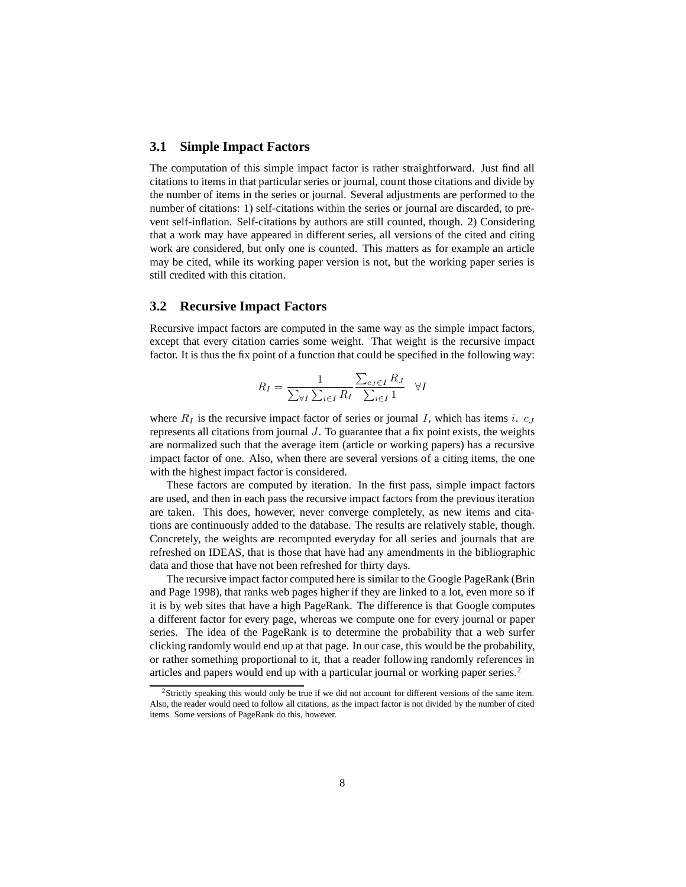### 3.1 Simple Impact Factors

The computation of this simple impact factor is rather straightforward. Just find all citations to items in that particular series or journal, count those citations and divide by the number of items in the series or journal. Several adjustments are performed to the number of citations: 1) self-citations within the series or journal are discarded, to prevent self-inflation. Self-citations by authors are still counted, though. 2) Considering that a work may have appeared in different series, all versions of the cited and citing work are considered, but only one is counted. This matters as for example an article may be cited, while its working paper version is not, but the working paper series is still credited with this citation.

### 3.2 Recursive Impact Factors

Recursive impact factors are computed in the same way as the simple impact factors, except that every citation carries some weight. That weight is the recursive impact factor. It is thus the fix point of a function that could be specified in the following way:

$$R_I = \frac{1}{\sum_{\forall I} \sum_{i \in I} R_I} \frac{\sum_{c_J \in I} R_J}{\sum_{i \in I} 1} \quad \forall I$$

where $R_I$ is the recursive impact factor of series or journal $I$, which has items $i$. $c_J$ represents all citations from journal $J$. To guarantee that a fix point exists, the weights are normalized such that the average item (article or working papers) has a recursive impact factor of one. Also, when there are several versions of a citing items, the one with the highest impact factor is considered.

These factors are computed by iteration. In the first pass, simple impact factors are used, and then in each pass the recursive impact factors from the previous iteration are taken. This does, however, never converge completely, as new items and citations are continuously added to the database. The results are relatively stable, though. Concretely, the weights are recomputed everyday for all series and journals that are refreshed on IDEAS, that is those that have had any amendments in the bibliographic data and those that have not been refreshed for thirty days.

The recursive impact factor computed here is similar to the Google PageRank (Brin and Page 1998), that ranks web pages higher if they are linked to a lot, even more so if it is by web sites that have a high PageRank. The difference is that Google computes a different factor for every page, whereas we compute one for every journal or paper series. The idea of the PageRank is to determine the probability that a web surfer clicking randomly would end up at that page. In our case, this would be the probability, or rather something proportional to it, that a reader following randomly references in articles and papers would end up with a particular journal or working paper series.[2]

[2]Strictly speaking this would only be true if we did not account for different versions of the same item. Also, the reader would need to follow all citations, as the impact factor is not divided by the number of cited items. Some versions of PageRank do this, however.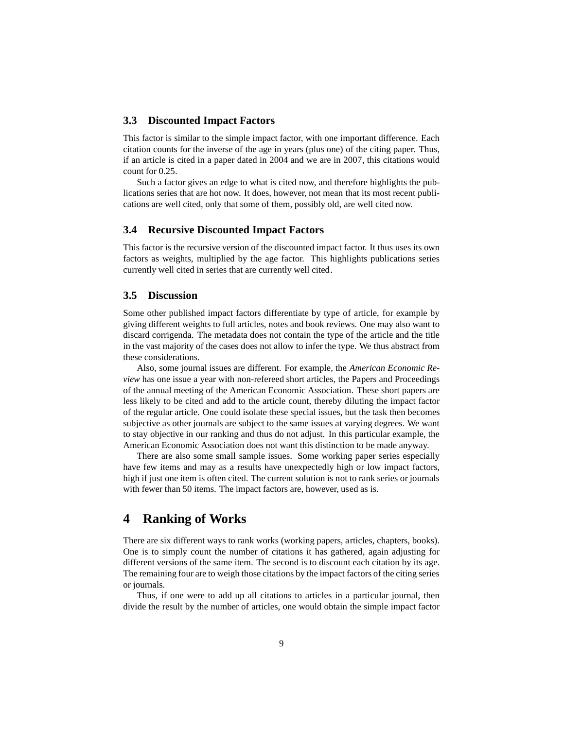### 3.3 Discounted Impact Factors

This factor is similar to the simple impact factor, with one important difference. Each citation counts for the inverse of the age in years (plus one) of the citing paper. Thus, if an article is cited in a paper dated in 2004 and we are in 2007, this citations would count for 0.25.

Such a factor gives an edge to what is cited now, and therefore highlights the publications series that are hot now. It does, however, not mean that its most recent publications are well cited, only that some of them, possibly old, are well cited now.

### 3.4 Recursive Discounted Impact Factors

This factor is the recursive version of the discounted impact factor. It thus uses its own factors as weights, multiplied by the age factor. This highlights publications series currently well cited in series that are currently well cited.

### 3.5 Discussion

Some other published impact factors differentiate by type of article, for example by giving different weights to full articles, notes and book reviews. One may also want to discard corrigenda. The metadata does not contain the type of the article and the title in the vast majority of the cases does not allow to infer the type. We thus abstract from these considerations.

Also, some journal issues are different. For example, the *American Economic Review* has one issue a year with non-refereed short articles, the Papers and Proceedings of the annual meeting of the American Economic Association. These short papers are less likely to be cited and add to the article count, thereby diluting the impact factor of the regular article. One could isolate these special issues, but the task then becomes subjective as other journals are subject to the same issues at varying degrees. We want to stay objective in our ranking and thus do not adjust. In this particular example, the American Economic Association does not want this distinction to be made anyway.

There are also some small sample issues. Some working paper series especially have few items and may as a results have unexpectedly high or low impact factors, high if just one item is often cited. The current solution is not to rank series or journals with fewer than 50 items. The impact factors are, however, used as is.

## 4 Ranking of Works

There are six different ways to rank works (working papers, articles, chapters, books). One is to simply count the number of citations it has gathered, again adjusting for different versions of the same item. The second is to discount each citation by its age. The remaining four are to weigh those citations by the impact factors of the citing series or journals.

Thus, if one were to add up all citations to articles in a particular journal, then divide the result by the number of articles, one would obtain the simple impact factor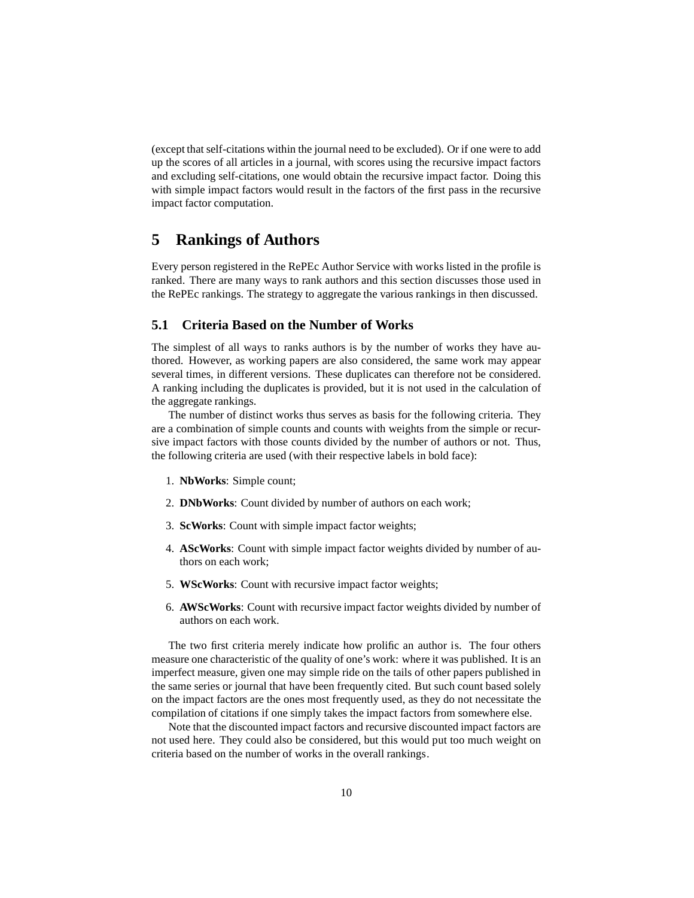(except that self-citations within the journal need to be excluded). Or if one were to add up the scores of all articles in a journal, with scores using the recursive impact factors and excluding self-citations, one would obtain the recursive impact factor. Doing this with simple impact factors would result in the factors of the first pass in the recursive impact factor computation.

# 5 Rankings of Authors

Every person registered in the RePEc Author Service with works listed in the profile is ranked. There are many ways to rank authors and this section discusses those used in the RePEc rankings. The strategy to aggregate the various rankings in then discussed.

## 5.1 Criteria Based on the Number of Works

The simplest of all ways to ranks authors is by the number of works they have authored. However, as working papers are also considered, the same work may appear several times, in different versions. These duplicates can therefore not be considered. A ranking including the duplicates is provided, but it is not used in the calculation of the aggregate rankings.

The number of distinct works thus serves as basis for the following criteria. They are a combination of simple counts and counts with weights from the simple or recursive impact factors with those counts divided by the number of authors or not. Thus, the following criteria are used (with their respective labels in bold face):

1. **NbWorks**: Simple count;
2. **DNbWorks**: Count divided by number of authors on each work;
3. **ScWorks**: Count with simple impact factor weights;
4. **AScWorks**: Count with simple impact factor weights divided by number of authors on each work;
5. **WScWorks**: Count with recursive impact factor weights;
6. **AWScWorks**: Count with recursive impact factor weights divided by number of authors on each work.

The two first criteria merely indicate how prolific an author is. The four others measure one characteristic of the quality of one's work: where it was published. It is an imperfect measure, given one may simple ride on the tails of other papers published in the same series or journal that have been frequently cited. But such count based solely on the impact factors are the ones most frequently used, as they do not necessitate the compilation of citations if one simply takes the impact factors from somewhere else.

Note that the discounted impact factors and recursive discounted impact factors are not used here. They could also be considered, but this would put too much weight on criteria based on the number of works in the overall rankings.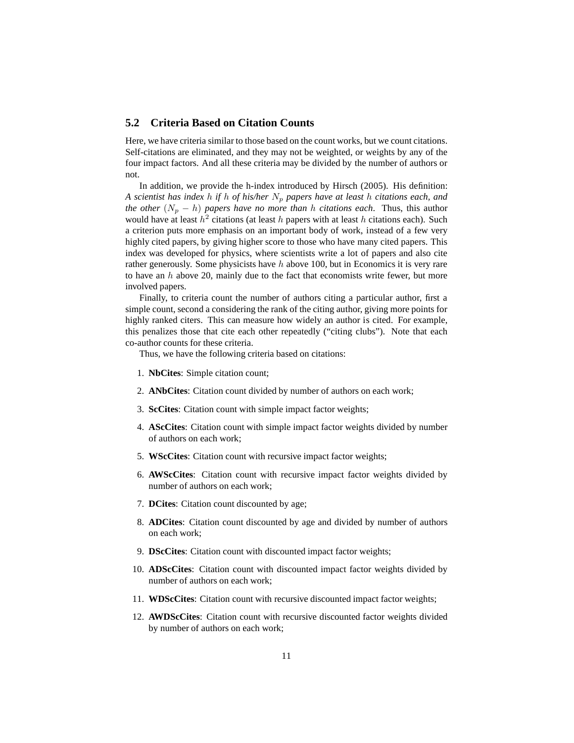## 5.2 Criteria Based on Citation Counts

Here, we have criteria similar to those based on the count works, but we count citations. Self-citations are eliminated, and they may not be weighted, or weights by any of the four impact factors. And all these criteria may be divided by the number of authors or not.

In addition, we provide the h-index introduced by Hirsch (2005). His definition: *A scientist has index $h$ if $h$ of his/her $N_p$ papers have at least $h$ citations each, and the other $(N_p - h)$ papers have no more than $h$ citations each*. Thus, this author would have at least $h^2$ citations (at least $h$ papers with at least $h$ citations each). Such a criterion puts more emphasis on an important body of work, instead of a few very highly cited papers, by giving higher score to those who have many cited papers. This index was developed for physics, where scientists write a lot of papers and also cite rather generously. Some physicists have $h$ above 100, but in Economics it is very rare to have an $h$ above 20, mainly due to the fact that economists write fewer, but more involved papers.

Finally, to criteria count the number of authors citing a particular author, first a simple count, second a considering the rank of the citing author, giving more points for highly ranked citers. This can measure how widely an author is cited. For example, this penalizes those that cite each other repeatedly ("citing clubs"). Note that each co-author counts for these criteria.

Thus, we have the following criteria based on citations:

1. **NbCites**: Simple citation count;
2. **ANbCites**: Citation count divided by number of authors on each work;
3. **ScCites**: Citation count with simple impact factor weights;
4. **AScCites**: Citation count with simple impact factor weights divided by number of authors on each work;
5. **WScCites**: Citation count with recursive impact factor weights;
6. **AWScCites**: Citation count with recursive impact factor weights divided by number of authors on each work;
7. **DCites**: Citation count discounted by age;
8. **ADCites**: Citation count discounted by age and divided by number of authors on each work;
9. **DScCites**: Citation count with discounted impact factor weights;
10. **ADScCites**: Citation count with discounted impact factor weights divided by number of authors on each work;
11. **WDScCites**: Citation count with recursive discounted impact factor weights;
12. **AWDScCites**: Citation count with recursive discounted factor weights divided by number of authors on each work;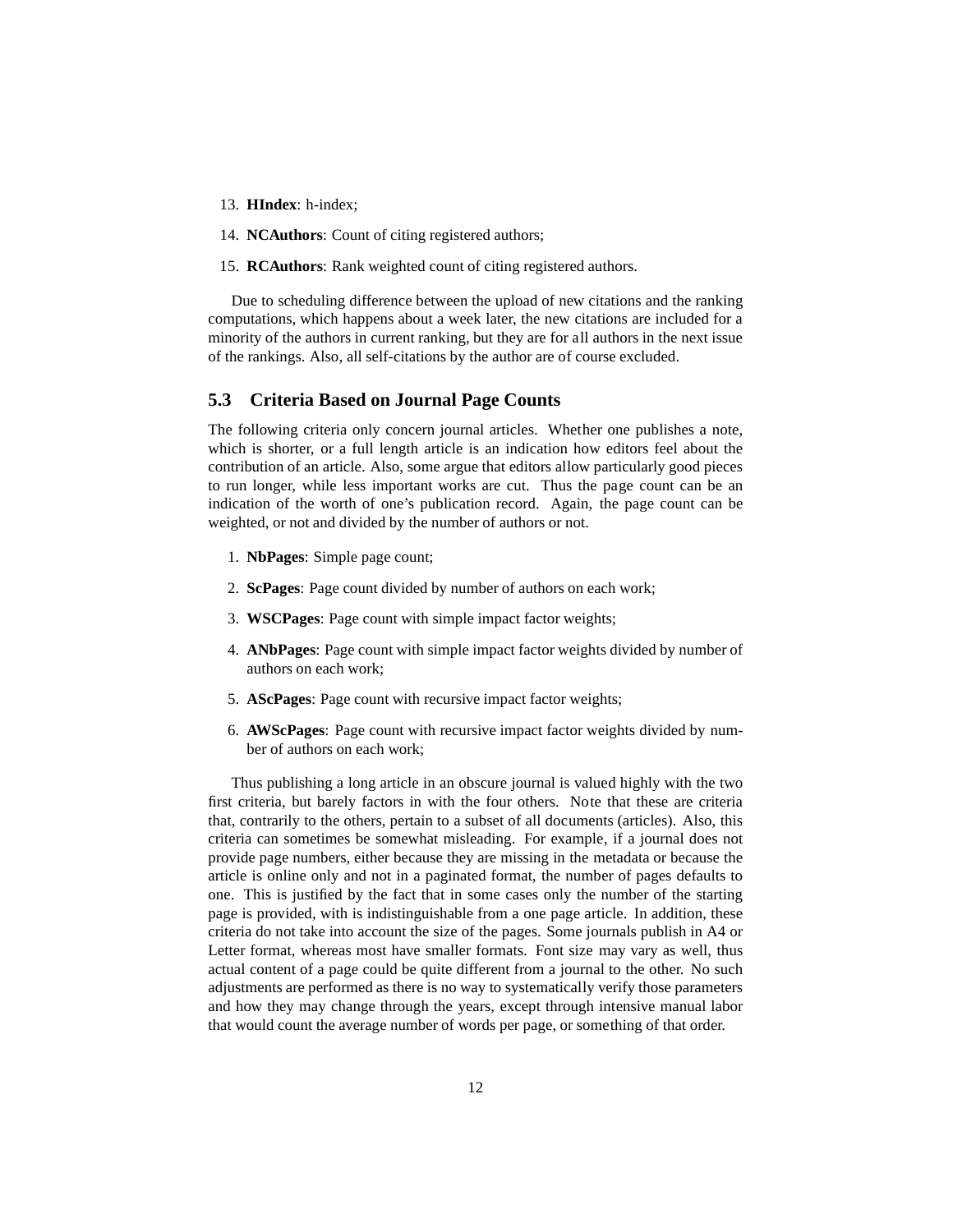13. **HIndex**: h-index;
14. **NCAuthors**: Count of citing registered authors;
15. **RCAuthors**: Rank weighted count of citing registered authors.

Due to scheduling difference between the upload of new citations and the ranking computations, which happens about a week later, the new citations are included for a minority of the authors in current ranking, but they are for all authors in the next issue of the rankings. Also, all self-citations by the author are of course excluded.

### 5.3 Criteria Based on Journal Page Counts

The following criteria only concern journal articles. Whether one publishes a note, which is shorter, or a full length article is an indication how editors feel about the contribution of an article. Also, some argue that editors allow particularly good pieces to run longer, while less important works are cut. Thus the page count can be an indication of the worth of one's publication record. Again, the page count can be weighted, or not and divided by the number of authors or not.

1. **NbPages**: Simple page count;
2. **ScPages**: Page count divided by number of authors on each work;
3. **WSCPages**: Page count with simple impact factor weights;
4. **ANbPages**: Page count with simple impact factor weights divided by number of authors on each work;
5. **AScPages**: Page count with recursive impact factor weights;
6. **AWScPages**: Page count with recursive impact factor weights divided by number of authors on each work;

Thus publishing a long article in an obscure journal is valued highly with the two first criteria, but barely factors in with the four others. Note that these are criteria that, contrarily to the others, pertain to a subset of all documents (articles). Also, this criteria can sometimes be somewhat misleading. For example, if a journal does not provide page numbers, either because they are missing in the metadata or because the article is online only and not in a paginated format, the number of pages defaults to one. This is justified by the fact that in some cases only the number of the starting page is provided, with is indistinguishable from a one page article. In addition, these criteria do not take into account the size of the pages. Some journals publish in A4 or Letter format, whereas most have smaller formats. Font size may vary as well, thus actual content of a page could be quite different from a journal to the other. No such adjustments are performed as there is no way to systematically verify those parameters and how they may change through the years, except through intensive manual labor that would count the average number of words per page, or something of that order.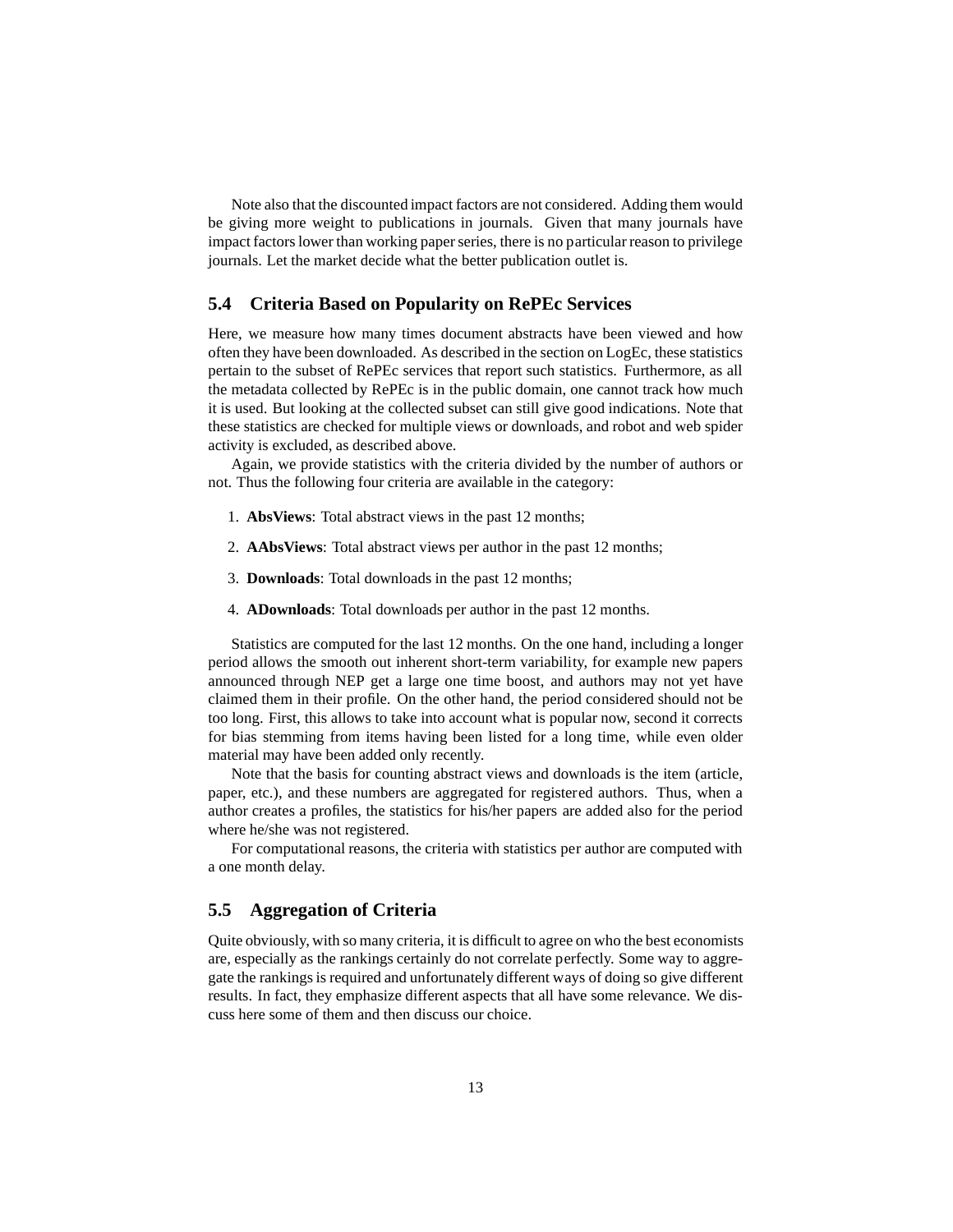Note also that the discounted impact factors are not considered. Adding them would be giving more weight to publications in journals. Given that many journals have impact factors lower than working paper series, there is no particular reason to privilege journals. Let the market decide what the better publication outlet is.

### 5.4 Criteria Based on Popularity on RePEc Services

Here, we measure how many times document abstracts have been viewed and how often they have been downloaded. As described in the section on LogEc, these statistics pertain to the subset of RePEc services that report such statistics. Furthermore, as all the metadata collected by RePEc is in the public domain, one cannot track how much it is used. But looking at the collected subset can still give good indications. Note that these statistics are checked for multiple views or downloads, and robot and web spider activity is excluded, as described above.

Again, we provide statistics with the criteria divided by the number of authors or not. Thus the following four criteria are available in the category:

1. **AbsViews**: Total abstract views in the past 12 months;
2. **AAbsViews**: Total abstract views per author in the past 12 months;
3. **Downloads**: Total downloads in the past 12 months;
4. **ADownloads**: Total downloads per author in the past 12 months.

Statistics are computed for the last 12 months. On the one hand, including a longer period allows the smooth out inherent short-term variability, for example new papers announced through NEP get a large one time boost, and authors may not yet have claimed them in their profile. On the other hand, the period considered should not be too long. First, this allows to take into account what is popular now, second it corrects for bias stemming from items having been listed for a long time, while even older material may have been added only recently.

Note that the basis for counting abstract views and downloads is the item (article, paper, etc.), and these numbers are aggregated for registered authors. Thus, when a author creates a profiles, the statistics for his/her papers are added also for the period where he/she was not registered.

For computational reasons, the criteria with statistics per author are computed with a one month delay.

### 5.5 Aggregation of Criteria

Quite obviously, with so many criteria, it is difficult to agree on who the best economists are, especially as the rankings certainly do not correlate perfectly. Some way to aggregate the rankings is required and unfortunately different ways of doing so give different results. In fact, they emphasize different aspects that all have some relevance. We discuss here some of them and then discuss our choice.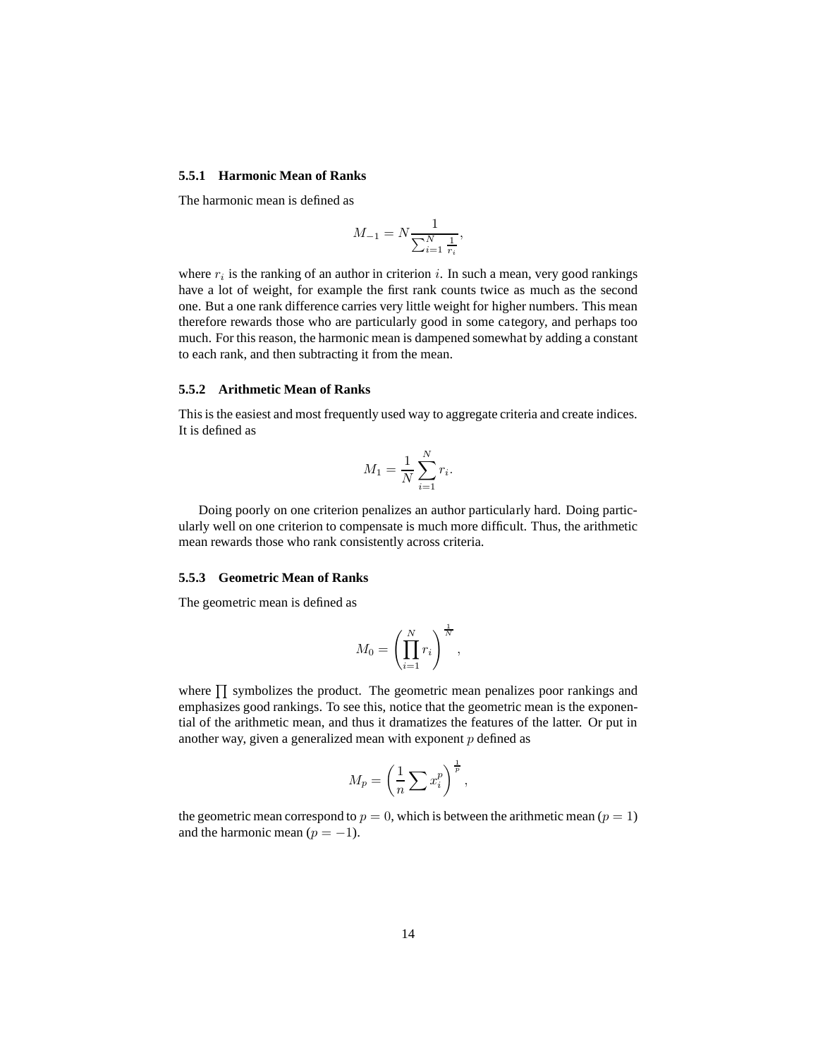### 5.5.1 Harmonic Mean of Ranks

The harmonic mean is defined as

$$M_{-1} = N \frac{1}{\sum_{i=1}^{N} \frac{1}{r_i}},$$

where $r_i$ is the ranking of an author in criterion $i$. In such a mean, very good rankings have a lot of weight, for example the first rank counts twice as much as the second one. But a one rank difference carries very little weight for higher numbers. This mean therefore rewards those who are particularly good in some category, and perhaps too much. For this reason, the harmonic mean is dampened somewhat by adding a constant to each rank, and then subtracting it from the mean.

### 5.5.2 Arithmetic Mean of Ranks

This is the easiest and most frequently used way to aggregate criteria and create indices. It is defined as

$$M_1 = \frac{1}{N} \sum_{i=1}^{N} r_i.$$

Doing poorly on one criterion penalizes an author particularly hard. Doing particularly well on one criterion to compensate is much more difficult. Thus, the arithmetic mean rewards those who rank consistently across criteria.

### 5.5.3 Geometric Mean of Ranks

The geometric mean is defined as

$$M_0 = \left( \prod_{i=1}^{N} r_i \right)^{\frac{1}{N}},$$

where $\prod$ symbolizes the product. The geometric mean penalizes poor rankings and emphasizes good rankings. To see this, notice that the geometric mean is the exponential of the arithmetic mean, and thus it dramatizes the features of the latter. Or put in another way, given a generalized mean with exponent $p$ defined as

$$M_p = \left( \frac{1}{n} \sum x_i^p \right)^{\frac{1}{p}},$$

the geometric mean correspond to $p = 0$, which is between the arithmetic mean ($p = 1$) and the harmonic mean ($p = -1$).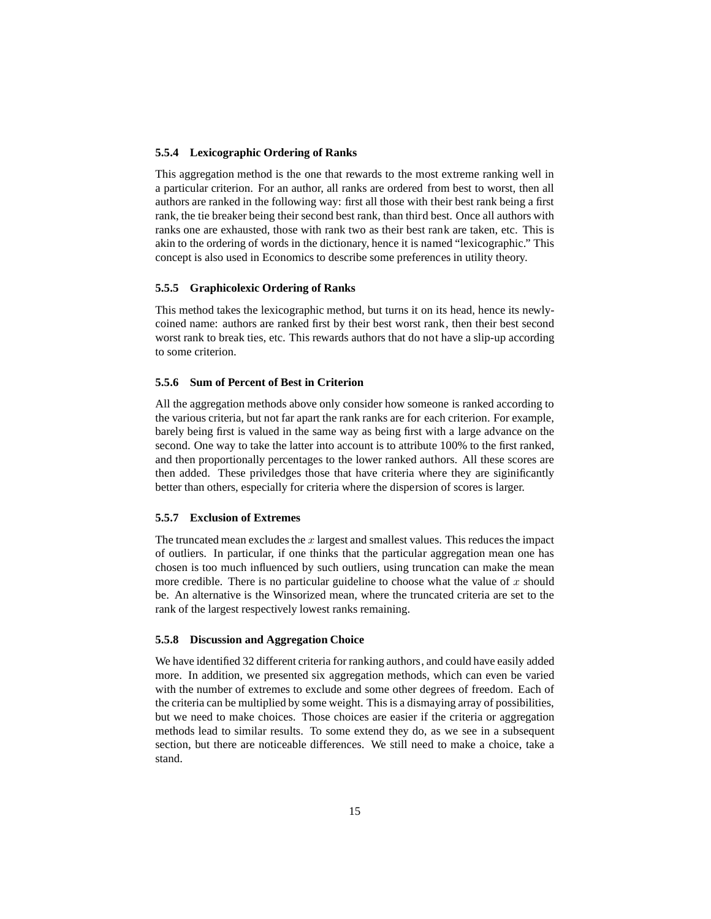#### 5.5.4 Lexicographic Ordering of Ranks

This aggregation method is the one that rewards to the most extreme ranking well in a particular criterion. For an author, all ranks are ordered from best to worst, then all authors are ranked in the following way: first all those with their best rank being a first rank, the tie breaker being their second best rank, than third best. Once all authors with ranks one are exhausted, those with rank two as their best rank are taken, etc. This is akin to the ordering of words in the dictionary, hence it is named "lexicographic." This concept is also used in Economics to describe some preferences in utility theory.

#### 5.5.5 Graphicolexic Ordering of Ranks

This method takes the lexicographic method, but turns it on its head, hence its newly-coined name: authors are ranked first by their best worst rank, then their best second worst rank to break ties, etc. This rewards authors that do not have a slip-up according to some criterion.

#### 5.5.6 Sum of Percent of Best in Criterion

All the aggregation methods above only consider how someone is ranked according to the various criteria, but not far apart the rank ranks are for each criterion. For example, barely being first is valued in the same way as being first with a large advance on the second. One way to take the latter into account is to attribute 100% to the first ranked, and then proportionally percentages to the lower ranked authors. All these scores are then added. These priviledges those that have criteria where they are siginificantly better than others, especially for criteria where the dispersion of scores is larger.

#### 5.5.7 Exclusion of Extremes

The truncated mean excludes the $x$ largest and smallest values. This reduces the impact of outliers. In particular, if one thinks that the particular aggregation mean one has chosen is too much influenced by such outliers, using truncation can make the mean more credible. There is no particular guideline to choose what the value of $x$ should be. An alternative is the Winsorized mean, where the truncated criteria are set to the rank of the largest respectively lowest ranks remaining.

#### 5.5.8 Discussion and Aggregation Choice

We have identified 32 different criteria for ranking authors, and could have easily added more. In addition, we presented six aggregation methods, which can even be varied with the number of extremes to exclude and some other degrees of freedom. Each of the criteria can be multiplied by some weight. This is a dismaying array of possibilities, but we need to make choices. Those choices are easier if the criteria or aggregation methods lead to similar results. To some extend they do, as we see in a subsequent section, but there are noticeable differences. We still need to make a choice, take a stand.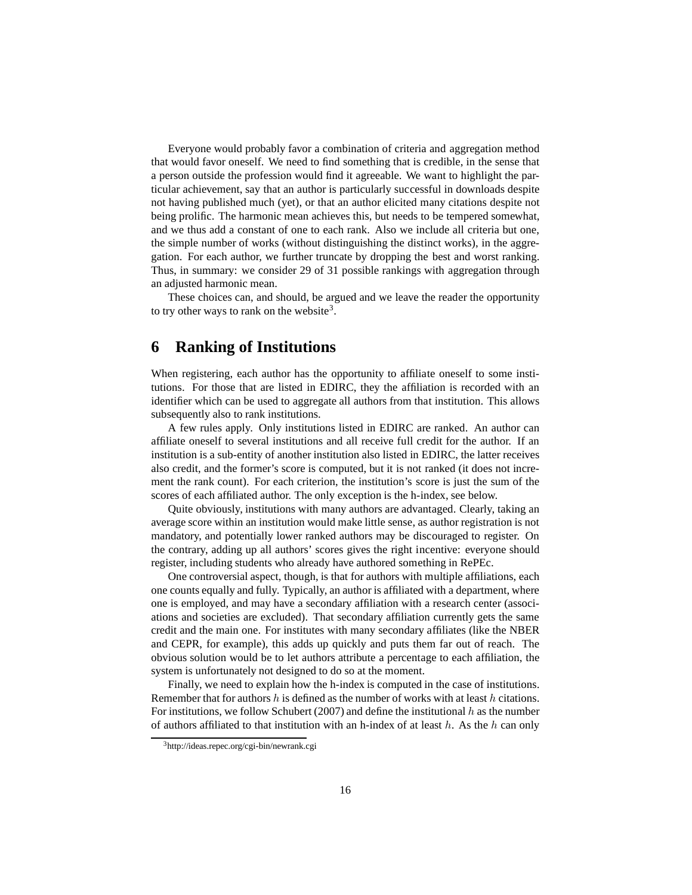Everyone would probably favor a combination of criteria and aggregation method that would favor oneself. We need to find something that is credible, in the sense that a person outside the profession would find it agreeable. We want to highlight the particular achievement, say that an author is particularly successful in downloads despite not having published much (yet), or that an author elicited many citations despite not being prolific. The harmonic mean achieves this, but needs to be tempered somewhat, and we thus add a constant of one to each rank. Also we include all criteria but one, the simple number of works (without distinguishing the distinct works), in the aggregation. For each author, we further truncate by dropping the best and worst ranking. Thus, in summary: we consider 29 of 31 possible rankings with aggregation through an adjusted harmonic mean.

These choices can, and should, be argued and we leave the reader the opportunity to try other ways to rank on the website[3].

# 6 Ranking of Institutions

When registering, each author has the opportunity to affiliate oneself to some institutions. For those that are listed in EDIRC, they the affiliation is recorded with an identifier which can be used to aggregate all authors from that institution. This allows subsequently also to rank institutions.

A few rules apply. Only institutions listed in EDIRC are ranked. An author can affiliate oneself to several institutions and all receive full credit for the author. If an institution is a sub-entity of another institution also listed in EDIRC, the latter receives also credit, and the former's score is computed, but it is not ranked (it does not increment the rank count). For each criterion, the institution's score is just the sum of the scores of each affiliated author. The only exception is the h-index, see below.

Quite obviously, institutions with many authors are advantaged. Clearly, taking an average score within an institution would make little sense, as author registration is not mandatory, and potentially lower ranked authors may be discouraged to register. On the contrary, adding up all authors' scores gives the right incentive: everyone should register, including students who already have authored something in RePEc.

One controversial aspect, though, is that for authors with multiple affiliations, each one counts equally and fully. Typically, an author is affiliated with a department, where one is employed, and may have a secondary affiliation with a research center (associations and societies are excluded). That secondary affiliation currently gets the same credit and the main one. For institutes with many secondary affiliates (like the NBER and CEPR, for example), this adds up quickly and puts them far out of reach. The obvious solution would be to let authors attribute a percentage to each affiliation, the system is unfortunately not designed to do so at the moment.

Finally, we need to explain how the h-index is computed in the case of institutions. Remember that for authors $h$ is defined as the number of works with at least $h$ citations. For institutions, we follow Schubert (2007) and define the institutional $h$ as the number of authors affiliated to that institution with an h-index of at least $h$. As the $h$ can only

[3] http://ideas.repec.org/cgi-bin/newrank.cgi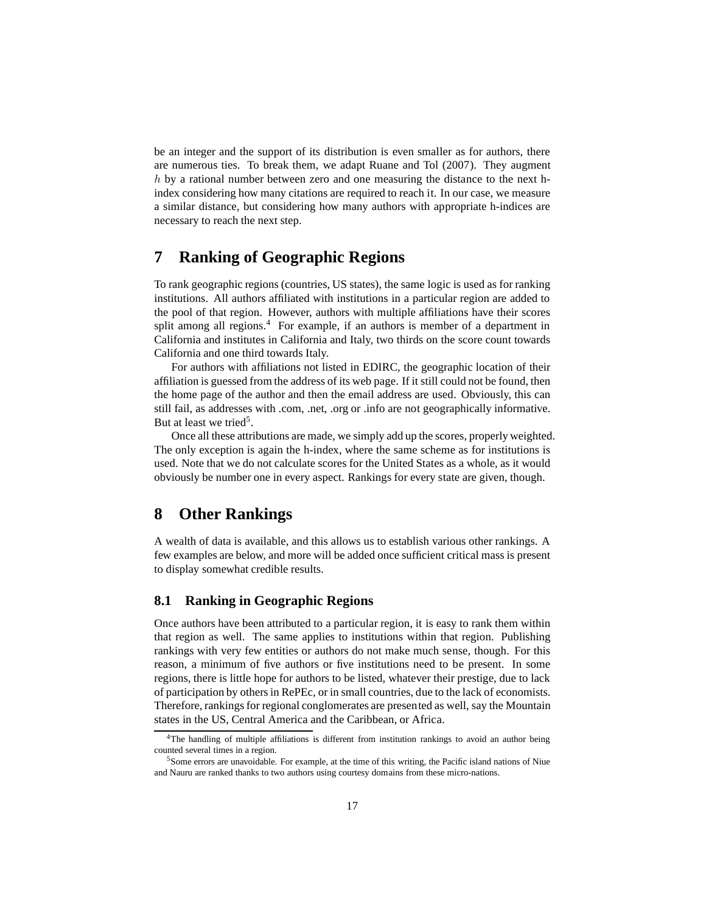be an integer and the support of its distribution is even smaller as for authors, there are numerous ties. To break them, we adapt Ruane and Tol (2007). They augment $h$ by a rational number between zero and one measuring the distance to the next h-index considering how many citations are required to reach it. In our case, we measure a similar distance, but considering how many authors with appropriate h-indices are necessary to reach the next step.

# 7 Ranking of Geographic Regions

To rank geographic regions (countries, US states), the same logic is used as for ranking institutions. All authors affiliated with institutions in a particular region are added to the pool of that region. However, authors with multiple affiliations have their scores split among all regions.[4] For example, if an authors is member of a department in California and institutes in California and Italy, two thirds on the score count towards California and one third towards Italy.

For authors with affiliations not listed in EDIRC, the geographic location of their affiliation is guessed from the address of its web page. If it still could not be found, then the home page of the author and then the email address are used. Obviously, this can still fail, as addresses with .com, .net, .org or .info are not geographically informative. But at least we tried[5].

Once all these attributions are made, we simply add up the scores, properly weighted. The only exception is again the h-index, where the same scheme as for institutions is used. Note that we do not calculate scores for the United States as a whole, as it would obviously be number one in every aspect. Rankings for every state are given, though.

# 8 Other Rankings

A wealth of data is available, and this allows us to establish various other rankings. A few examples are below, and more will be added once sufficient critical mass is present to display somewhat credible results.

## 8.1 Ranking in Geographic Regions

Once authors have been attributed to a particular region, it is easy to rank them within that region as well. The same applies to institutions within that region. Publishing rankings with very few entities or authors do not make much sense, though. For this reason, a minimum of five authors or five institutions need to be present. In some regions, there is little hope for authors to be listed, whatever their prestige, due to lack of participation by others in RePEc, or in small countries, due to the lack of economists. Therefore, rankings for regional conglomerates are presented as well, say the Mountain states in the US, Central America and the Caribbean, or Africa.

---

[4] The handling of multiple affiliations is different from institution rankings to avoid an author being counted several times in a region.

[5] Some errors are unavoidable. For example, at the time of this writing, the Pacific island nations of Niue and Nauru are ranked thanks to two authors using courtesy domains from these micro-nations.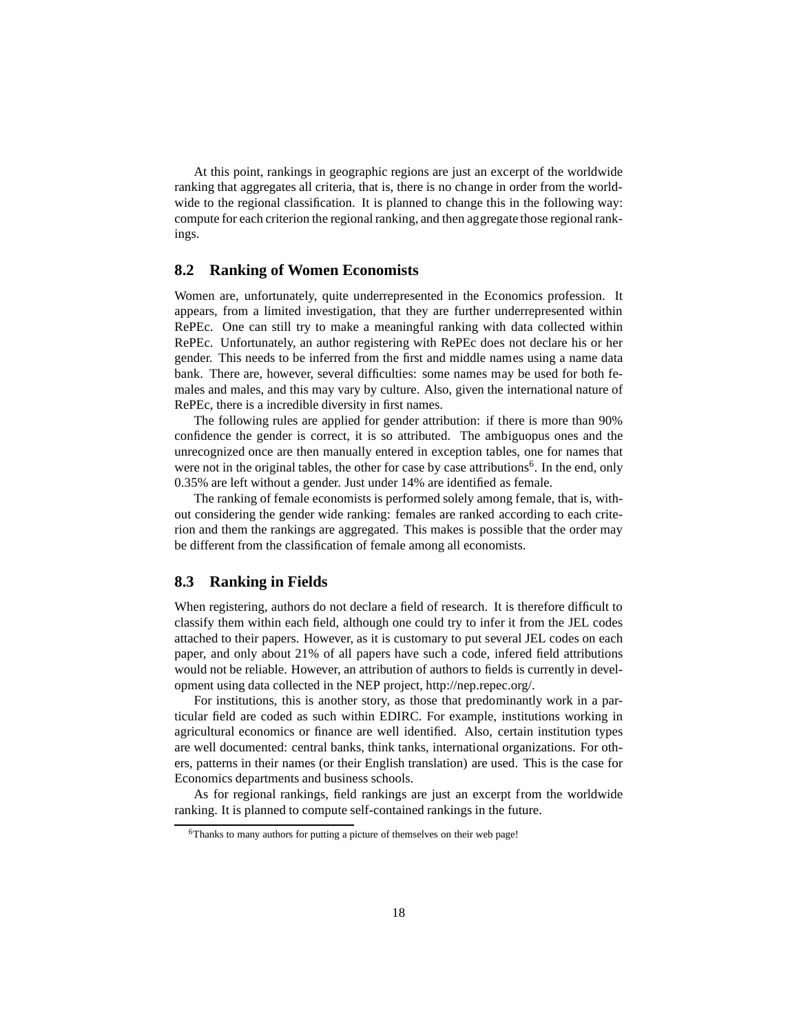At this point, rankings in geographic regions are just an excerpt of the worldwide ranking that aggregates all criteria, that is, there is no change in order from the worldwide to the regional classification. It is planned to change this in the following way: compute for each criterion the regional ranking, and then aggregate those regional rankings.

## 8.2 Ranking of Women Economists

Women are, unfortunately, quite underrepresented in the Economics profession. It appears, from a limited investigation, that they are further underrepresented within RePEc. One can still try to make a meaningful ranking with data collected within RePEc. Unfortunately, an author registering with RePEc does not declare his or her gender. This needs to be inferred from the first and middle names using a name data bank. There are, however, several difficulties: some names may be used for both females and males, and this may vary by culture. Also, given the international nature of RePEc, there is a incredible diversity in first names.

The following rules are applied for gender attribution: if there is more than 90% confidence the gender is correct, it is so attributed. The ambiguopus ones and the unrecognized once are then manually entered in exception tables, one for names that were not in the original tables, the other for case by case attributions[6]. In the end, only 0.35% are left without a gender. Just under 14% are identified as female.

The ranking of female economists is performed solely among female, that is, without considering the gender wide ranking: females are ranked according to each criterion and them the rankings are aggregated. This makes is possible that the order may be different from the classification of female among all economists.

## 8.3 Ranking in Fields

When registering, authors do not declare a field of research. It is therefore difficult to classify them within each field, although one could try to infer it from the JEL codes attached to their papers. However, as it is customary to put several JEL codes on each paper, and only about 21% of all papers have such a code, infered field attributions would not be reliable. However, an attribution of authors to fields is currently in development using data collected in the NEP project, http://nep.repec.org/.

For institutions, this is another story, as those that predominantly work in a particular field are coded as such within EDIRC. For example, institutions working in agricultural economics or finance are well identified. Also, certain institution types are well documented: central banks, think tanks, international organizations. For others, patterns in their names (or their English translation) are used. This is the case for Economics departments and business schools.

As for regional rankings, field rankings are just an excerpt from the worldwide ranking. It is planned to compute self-contained rankings in the future.

[6] Thanks to many authors for putting a picture of themselves on their web page!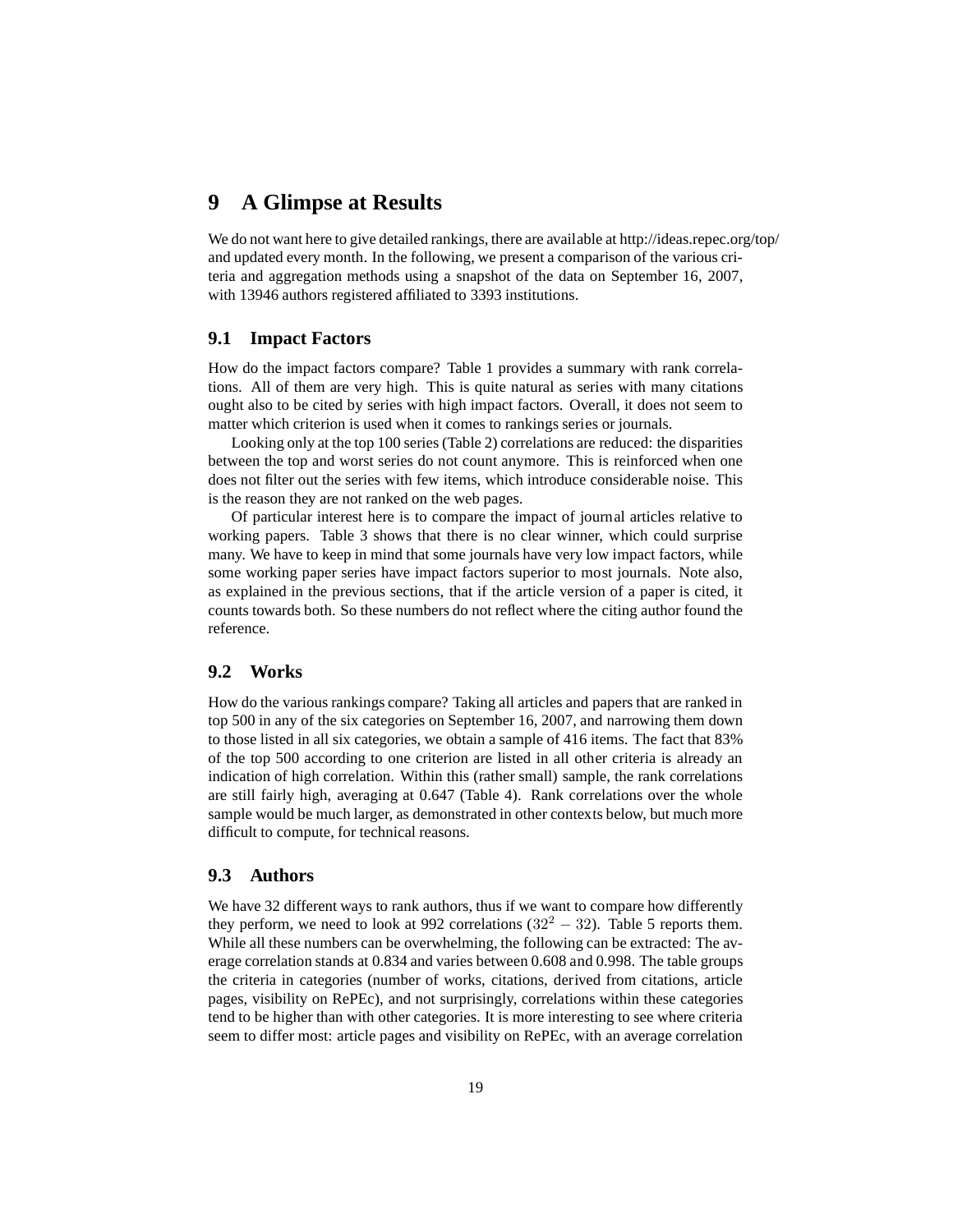# 9 A Glimpse at Results

We do not want here to give detailed rankings, there are available at http://ideas.repec.org/top/ and updated every month. In the following, we present a comparison of the various criteria and aggregation methods using a snapshot of the data on September 16, 2007, with 13946 authors registered affiliated to 3393 institutions.

## 9.1 Impact Factors

How do the impact factors compare? Table 1 provides a summary with rank correlations. All of them are very high. This is quite natural as series with many citations ought also to be cited by series with high impact factors. Overall, it does not seem to matter which criterion is used when it comes to rankings series or journals.

Looking only at the top 100 series (Table 2) correlations are reduced: the disparities between the top and worst series do not count anymore. This is reinforced when one does not filter out the series with few items, which introduce considerable noise. This is the reason they are not ranked on the web pages.

Of particular interest here is to compare the impact of journal articles relative to working papers. Table 3 shows that there is no clear winner, which could surprise many. We have to keep in mind that some journals have very low impact factors, while some working paper series have impact factors superior to most journals. Note also, as explained in the previous sections, that if the article version of a paper is cited, it counts towards both. So these numbers do not reflect where the citing author found the reference.

## 9.2 Works

How do the various rankings compare? Taking all articles and papers that are ranked in top 500 in any of the six categories on September 16, 2007, and narrowing them down to those listed in all six categories, we obtain a sample of 416 items. The fact that 83% of the top 500 according to one criterion are listed in all other criteria is already an indication of high correlation. Within this (rather small) sample, the rank correlations are still fairly high, averaging at 0.647 (Table 4). Rank correlations over the whole sample would be much larger, as demonstrated in other contexts below, but much more difficult to compute, for technical reasons.

## 9.3 Authors

We have 32 different ways to rank authors, thus if we want to compare how differently they perform, we need to look at 992 correlations ($32^2 - 32$). Table 5 reports them. While all these numbers can be overwhelming, the following can be extracted: The average correlation stands at 0.834 and varies between 0.608 and 0.998. The table groups the criteria in categories (number of works, citations, derived from citations, article pages, visibility on RePEc), and not surprisingly, correlations within these categories tend to be higher than with other categories. It is more interesting to see where criteria seem to differ most: article pages and visibility on RePEc, with an average correlation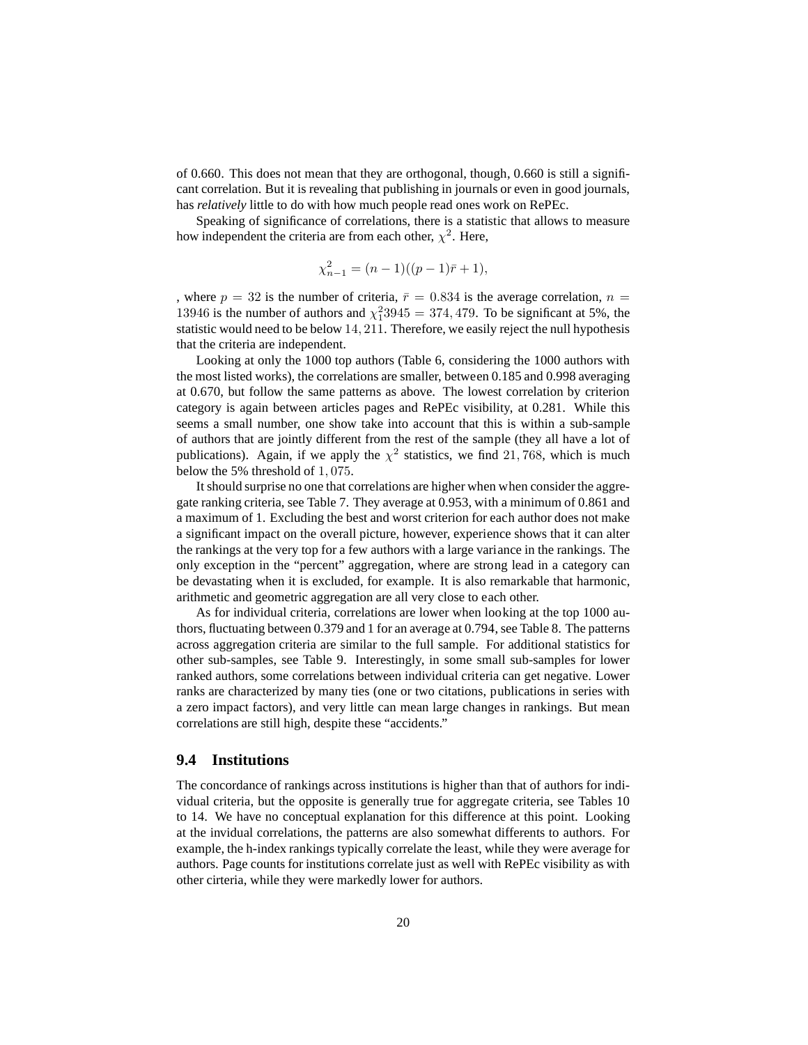of 0.660. This does not mean that they are orthogonal, though, 0.660 is still a significant correlation. But it is revealing that publishing in journals or even in good journals, has *relatively* little to do with how much people read ones work on RePEc.

Speaking of significance of correlations, there is a statistic that allows to measure how independent the criteria are from each other, $\chi^2$. Here,

$$\chi^2_{n-1} = (n-1)((p-1)\bar{r}+1),$$

, where $p = 32$ is the number of criteria, $\bar{r} = 0.834$ is the average correlation, $n = 13946$ is the number of authors and $\chi^2_1 3945 = 374,479$. To be significant at 5%, the statistic would need to be below $14,211$. Therefore, we easily reject the null hypothesis that the criteria are independent.

Looking at only the 1000 top authors (Table 6, considering the 1000 authors with the most listed works), the correlations are smaller, between 0.185 and 0.998 averaging at 0.670, but follow the same patterns as above. The lowest correlation by criterion category is again between articles pages and RePEc visibility, at 0.281. While this seems a small number, one show take into account that this is within a sub-sample of authors that are jointly different from the rest of the sample (they all have a lot of publications). Again, if we apply the $\chi^2$ statistics, we find $21,768$, which is much below the 5% threshold of $1,075$.

It should surprise no one that correlations are higher when when consider the aggregate ranking criteria, see Table 7. They average at 0.953, with a minimum of 0.861 and a maximum of 1. Excluding the best and worst criterion for each author does not make a significant impact on the overall picture, however, experience shows that it can alter the rankings at the very top for a few authors with a large variance in the rankings. The only exception in the "percent" aggregation, where are strong lead in a category can be devastating when it is excluded, for example. It is also remarkable that harmonic, arithmetic and geometric aggregation are all very close to each other.

As for individual criteria, correlations are lower when looking at the top 1000 authors, fluctuating between 0.379 and 1 for an average at 0.794, see Table 8. The patterns across aggregation criteria are similar to the full sample. For additional statistics for other sub-samples, see Table 9. Interestingly, in some small sub-samples for lower ranked authors, some correlations between individual criteria can get negative. Lower ranks are characterized by many ties (one or two citations, publications in series with a zero impact factors), and very little can mean large changes in rankings. But mean correlations are still high, despite these "accidents."

## 9.4 Institutions

The concordance of rankings across institutions is higher than that of authors for individual criteria, but the opposite is generally true for aggregate criteria, see Tables 10 to 14. We have no conceptual explanation for this difference at this point. Looking at the invidual correlations, the patterns are also somewhat differents to authors. For example, the h-index rankings typically correlate the least, while they were average for authors. Page counts for institutions correlate just as well with RePEc visibility as with other cirteria, while they were markedly lower for authors.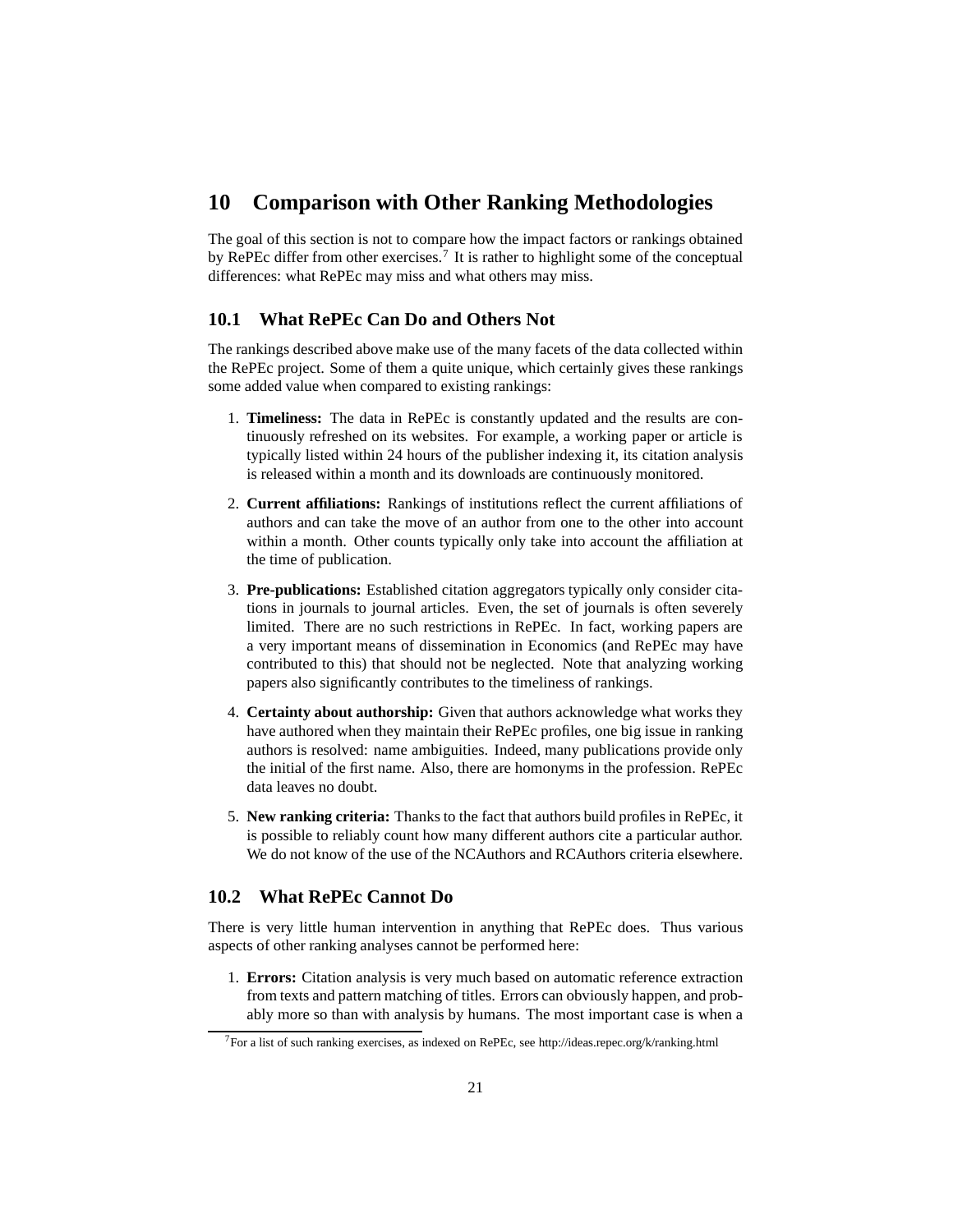## 10 Comparison with Other Ranking Methodologies

The goal of this section is not to compare how the impact factors or rankings obtained by RePEc differ from other exercises.[7] It is rather to highlight some of the conceptual differences: what RePEc may miss and what others may miss.

### 10.1 What RePEc Can Do and Others Not

The rankings described above make use of the many facets of the data collected within the RePEc project. Some of them a quite unique, which certainly gives these rankings some added value when compared to existing rankings:

1. **Timeliness:** The data in RePEc is constantly updated and the results are continuously refreshed on its websites. For example, a working paper or article is typically listed within 24 hours of the publisher indexing it, its citation analysis is released within a month and its downloads are continuously monitored.
2. **Current affiliations:** Rankings of institutions reflect the current affiliations of authors and can take the move of an author from one to the other into account within a month. Other counts typically only take into account the affiliation at the time of publication.
3. **Pre-publications:** Established citation aggregators typically only consider citations in journals to journal articles. Even, the set of journals is often severely limited. There are no such restrictions in RePEc. In fact, working papers are a very important means of dissemination in Economics (and RePEc may have contributed to this) that should not be neglected. Note that analyzing working papers also significantly contributes to the timeliness of rankings.
4. **Certainty about authorship:** Given that authors acknowledge what works they have authored when they maintain their RePEc profiles, one big issue in ranking authors is resolved: name ambiguities. Indeed, many publications provide only the initial of the first name. Also, there are homonyms in the profession. RePEc data leaves no doubt.
5. **New ranking criteria:** Thanks to the fact that authors build profiles in RePEc, it is possible to reliably count how many different authors cite a particular author. We do not know of the use of the NCAuthors and RCAuthors criteria elsewhere.

### 10.2 What RePEc Cannot Do

There is very little human intervention in anything that RePEc does. Thus various aspects of other ranking analyses cannot be performed here:

1. **Errors:** Citation analysis is very much based on automatic reference extraction from texts and pattern matching of titles. Errors can obviously happen, and probably more so than with analysis by humans. The most important case is when a

[7] For a list of such ranking exercises, as indexed on RePEc, see http://ideas.repec.org/k/ranking.html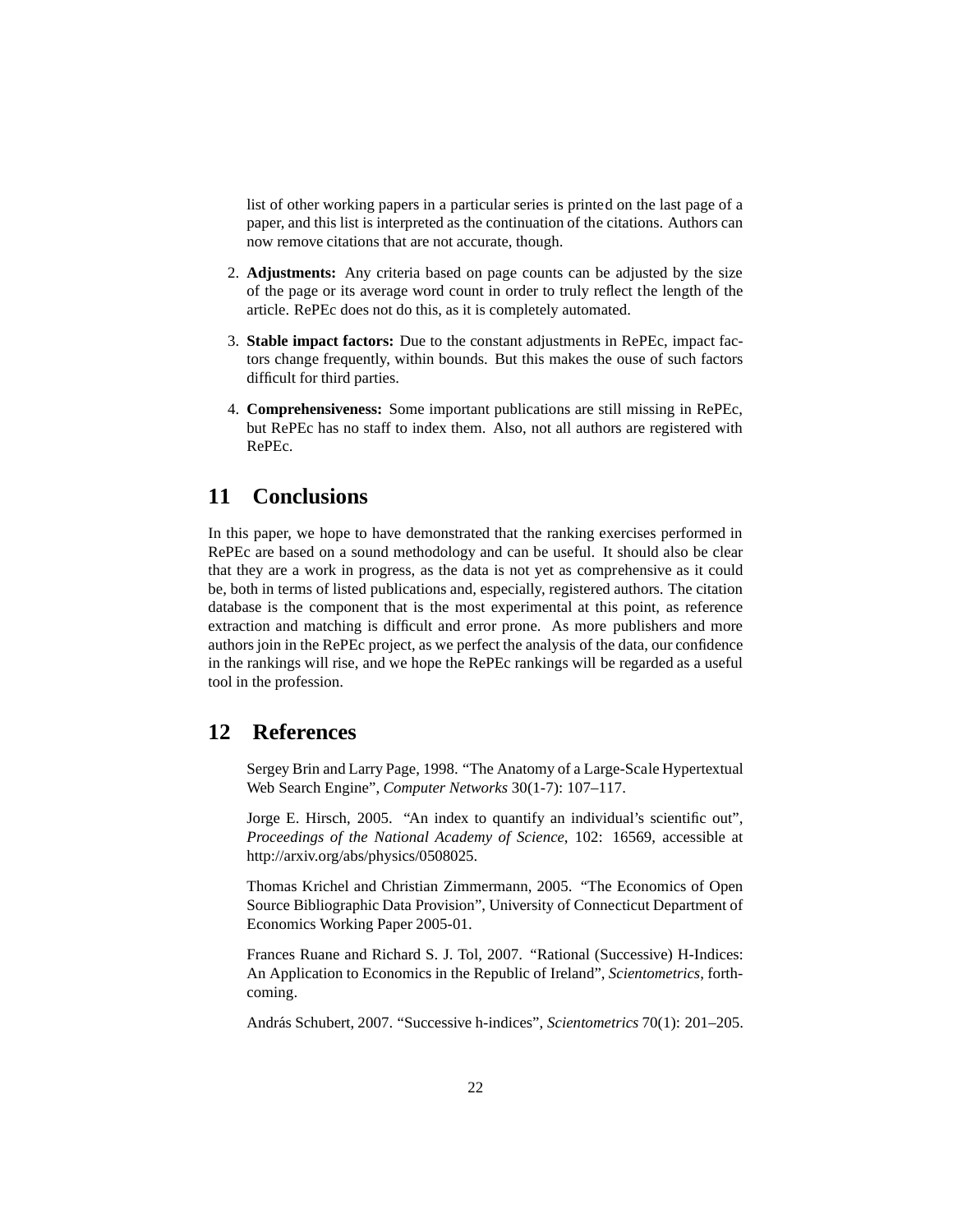list of other working papers in a particular series is printed on the last page of a paper, and this list is interpreted as the continuation of the citations. Authors can now remove citations that are not accurate, though.

2. **Adjustments:** Any criteria based on page counts can be adjusted by the size of the page or its average word count in order to truly reflect the length of the article. RePEc does not do this, as it is completely automated.

3. **Stable impact factors:** Due to the constant adjustments in RePEc, impact factors change frequently, within bounds. But this makes the ouse of such factors difficult for third parties.

4. **Comprehensiveness:** Some important publications are still missing in RePEc, but RePEc has no staff to index them. Also, not all authors are registered with RePEc.

# 11 Conclusions

In this paper, we hope to have demonstrated that the ranking exercises performed in RePEc are based on a sound methodology and can be useful. It should also be clear that they are a work in progress, as the data is not yet as comprehensive as it could be, both in terms of listed publications and, especially, registered authors. The citation database is the component that is the most experimental at this point, as reference extraction and matching is difficult and error prone. As more publishers and more authors join in the RePEc project, as we perfect the analysis of the data, our confidence in the rankings will rise, and we hope the RePEc rankings will be regarded as a useful tool in the profession.

# 12 References

Sergey Brin and Larry Page, 1998. "The Anatomy of a Large-Scale Hypertextual Web Search Engine", *Computer Networks* 30(1-7): 107–117.

Jorge E. Hirsch, 2005. "An index to quantify an individual's scientific out", *Proceedings of the National Academy of Science*, 102: 16569, accessible at http://arxiv.org/abs/physics/0508025.

Thomas Krichel and Christian Zimmermann, 2005. "The Economics of Open Source Bibliographic Data Provision", University of Connecticut Department of Economics Working Paper 2005-01.

Frances Ruane and Richard S. J. Tol, 2007. "Rational (Successive) H-Indices: An Application to Economics in the Republic of Ireland", *Scientometrics*, forthcoming.

András Schubert, 2007. "Successive h-indices", *Scientometrics* 70(1): 201–205.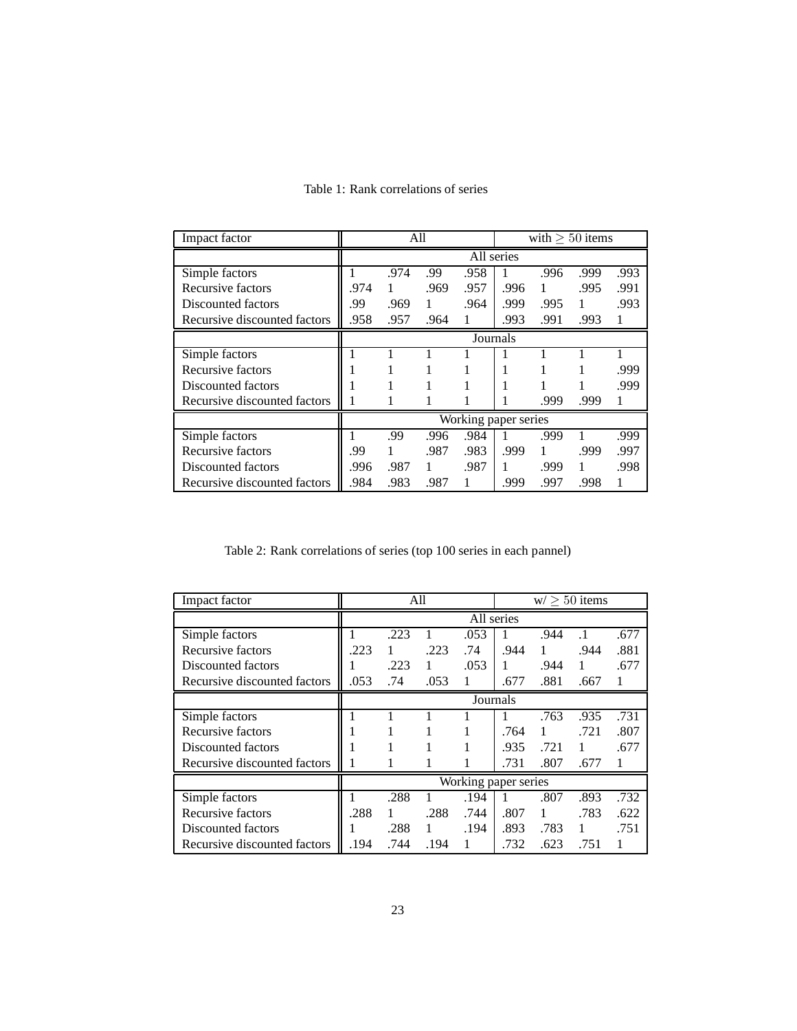Table 1: Rank correlations of series

| Impact factor | All | | | | with $\geq 50$ items | | | |
|---|---|---|---|---|---|---|---|---|
| | All series | | | | | | | |
| Simple factors | 1 | .974 | .99 | .958 | 1 | .996 | .999 | .993 |
| Recursive factors | .974 | 1 | .969 | .957 | .996 | 1 | .995 | .991 |
| Discounted factors | .99 | .969 | 1 | .964 | .999 | .995 | 1 | .993 |
| Recursive discounted factors | .958 | .957 | .964 | 1 | .993 | .991 | .993 | 1 |
| | Journals | | | | | | | |
| Simple factors | 1 | 1 | 1 | 1 | 1 | 1 | 1 | 1 |
| Recursive factors | 1 | 1 | 1 | 1 | 1 | 1 | 1 | .999 |
| Discounted factors | 1 | 1 | 1 | 1 | 1 | 1 | 1 | .999 |
| Recursive discounted factors | 1 | 1 | 1 | 1 | 1 | .999 | .999 | 1 |
| | Working paper series | | | | | | | |
| Simple factors | 1 | .99 | .996 | .984 | 1 | .999 | 1 | .999 |
| Recursive factors | .99 | 1 | .987 | .983 | .999 | 1 | .999 | .997 |
| Discounted factors | .996 | .987 | 1 | .987 | 1 | .999 | 1 | .998 |
| Recursive discounted factors | .984 | .983 | .987 | 1 | .999 | .997 | .998 | 1 |

Table 2: Rank correlations of series (top 100 series in each pannel)

| Impact factor | All | | | | w/ $\geq 50$ items | | | |
|---|---|---|---|---|---|---|---|---|
| | All series | | | | | | | |
| Simple factors | 1 | .223 | 1 | .053 | 1 | .944 | .1 | .677 |
| Recursive factors | .223 | 1 | .223 | .74 | .944 | 1 | .944 | .881 |
| Discounted factors | 1 | .223 | 1 | .053 | 1 | .944 | 1 | .677 |
| Recursive discounted factors | .053 | .74 | .053 | 1 | .677 | .881 | .667 | 1 |
| | Journals | | | | | | | |
| Simple factors | 1 | 1 | 1 | 1 | 1 | .763 | .935 | .731 |
| Recursive factors | 1 | 1 | 1 | 1 | .764 | 1 | .721 | .807 |
| Discounted factors | 1 | 1 | 1 | 1 | .935 | .721 | 1 | .677 |
| Recursive discounted factors | 1 | 1 | 1 | 1 | .731 | .807 | .677 | 1 |
| | Working paper series | | | | | | | |
| Simple factors | 1 | .288 | 1 | .194 | 1 | .807 | .893 | .732 |
| Recursive factors | .288 | 1 | .288 | .744 | .807 | 1 | .783 | .622 |
| Discounted factors | 1 | .288 | 1 | .194 | .893 | .783 | 1 | .751 |
| Recursive discounted factors | .194 | .744 | .194 | 1 | .732 | .623 | .751 | 1 |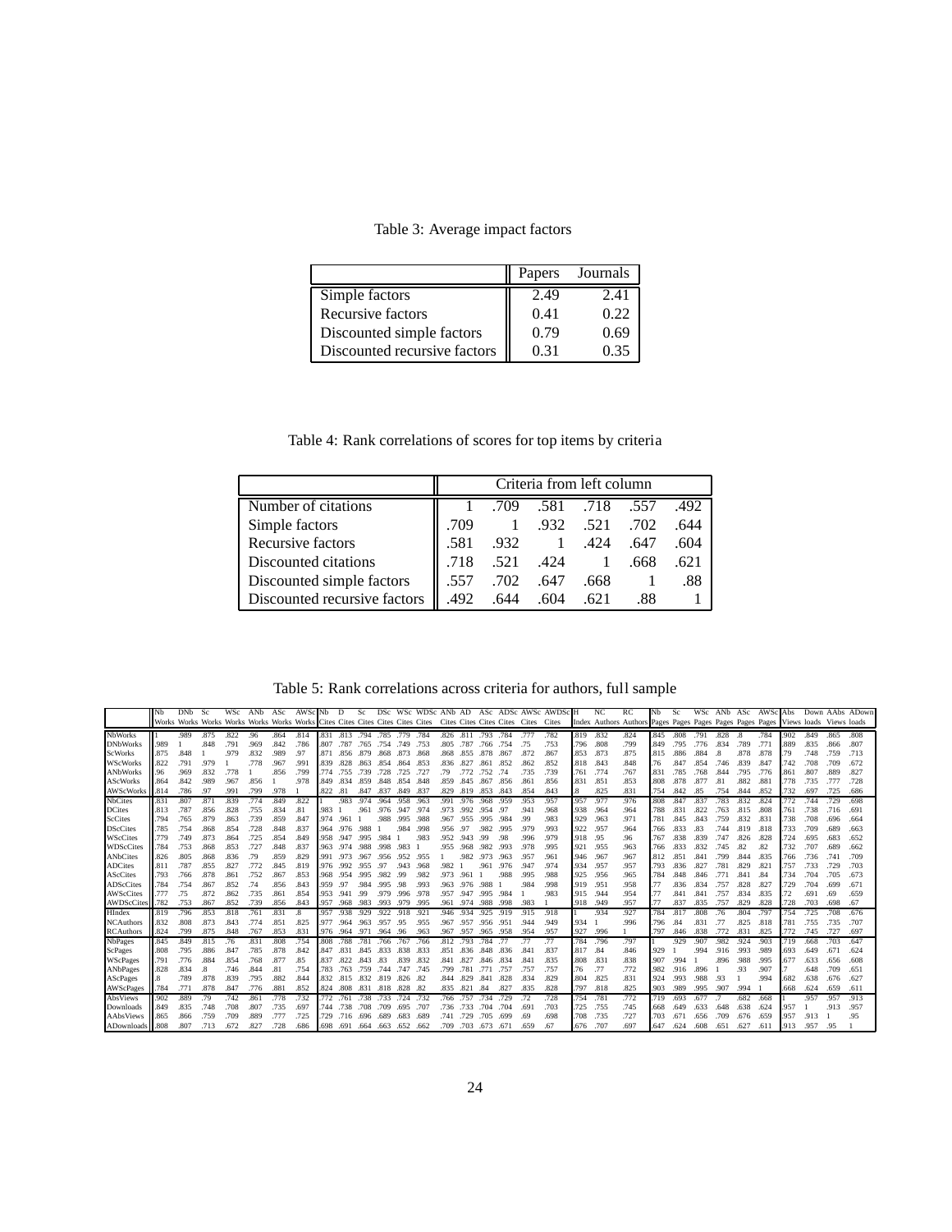Table 3: Average impact factors

| | Papers | Journals |
|---|---|---|
| Simple factors | 2.49 | 2.41 |
| Recursive factors | 0.41 | 0.22 |
| Discounted simple factors | 0.79 | 0.69 |
| Discounted recursive factors | 0.31 | 0.35 |

Table 4: Rank correlations of scores for top items by criteria

| | Criteria from left column | | | | | |
|---|---|---|---|---|---|---|
| Number of citations | 1 | .709 | .581 | .718 | .557 | .492 |
| Simple factors | .709 | 1 | .932 | .521 | .702 | .644 |
| Recursive factors | .581 | .932 | 1 | .424 | .647 | .604 |
| Discounted citations | .718 | .521 | .424 | 1 | .668 | .621 |
| Discounted simple factors | .557 | .702 | .647 | .668 | 1 | .88 |
| Discounted recursive factors | .492 | .644 | .604 | .621 | .88 | 1 |

Table 5: Rank correlations across criteria for authors, full sample

| | Nb | DNb | Sc | WSc | ANb | ASc | AWSc | Nb | D | Sc | DSc | WSc | WDSc | ANb | AD | ASc | ADSc | AWSc | AWDSc | H | NC | RC | Nb | Sc | WSc | ANb | ASc | AWSc | Abs | Down | AAbs | ADown |
|---|---|---|---|---|---|---|---|---|---|---|---|---|---|---|---|---|---|---|---|---|---|---|---|---|---|---|---|---|---|---|---|---|
| | Works | Works | Works | Works | Works | Works | Works | Cites | Cites | Cites | Cites | Cites | Cites | Cites | Cites | Cites | Cites | Cites | Cites | Index | Authors | Authors | Pages | Pages | Pages | Pages | Pages | Pages | Views | loads | Views | loads |
| NbWorks | 1 | .989 | .875 | .822 | .96 | .864 | .814 | .831 | .813 | .794 | .785 | .779 | .784 | .826 | .811 | .793 | .784 | .777 | .782 | .819 | .832 | .824 | .845 | .808 | .791 | .828 | .8 | .784 | .902 | .849 | .865 | .808 |
| DNbWorks | .989 | 1 | .848 | .791 | .969 | .842 | .786 | .807 | .787 | .765 | .754 | .749 | .753 | .805 | .787 | .766 | .754 | .75 | .753 | .796 | .808 | .799 | .849 | .795 | .776 | .834 | .789 | .771 | .889 | .835 | .866 | .807 |
| ScWorks | .875 | .848 | 1 | .979 | .832 | .989 | .97 | .871 | .856 | .879 | .868 | .873 | .868 | .868 | .855 | .878 | .867 | .872 | .867 | .853 | .873 | .875 | .815 | .886 | .884 | .8 | .878 | .878 | .79 | .748 | .759 | .713 |
| WScWorks | .822 | .791 | .979 | 1 | .778 | .967 | .991 | .839 | .828 | .863 | .854 | .864 | .853 | .836 | .827 | .861 | .852 | .862 | .852 | .818 | .843 | .848 | .76 | .847 | .854 | .746 | .839 | .847 | .742 | .708 | .709 | .672 |
| ANbWorks | .96 | .969 | .832 | .778 | 1 | .856 | .799 | .774 | .755 | .739 | .728 | .725 | .727 | .79 | .772 | .752 | .74 | .735 | .739 | .761 | .774 | .767 | .831 | .785 | .768 | .844 | .795 | .776 | .861 | .807 | .889 | .827 |
| AScWorks | .864 | .842 | .989 | .967 | .856 | 1 | .978 | .849 | .834 | .859 | .848 | .854 | .848 | .859 | .845 | .867 | .856 | .861 | .856 | .831 | .851 | .853 | .808 | .878 | .877 | .81 | .882 | .881 | .778 | .735 | .777 | .728 |
| AWScWorks | .814 | .786 | .97 | .991 | .799 | .978 | 1 | .822 | .81 | .847 | .837 | .849 | .837 | .829 | .819 | .853 | .843 | .854 | .843 | .8 | .825 | .831 | .754 | .842 | .85 | .754 | .844 | .852 | .732 | .697 | .725 | .686 |
| NbCites | .831 | .807 | .871 | .839 | .774 | .849 | .822 | 1 | .983 | .974 | .964 | .958 | .963 | .991 | .976 | .968 | .959 | .953 | .957 | .957 | .977 | .976 | .808 | .847 | .837 | .783 | .832 | .824 | .772 | .744 | .729 | .698 |
| DCites | .813 | .787 | .856 | .828 | .755 | .834 | .81 | .983 | 1 | .961 | .976 | .947 | .974 | .973 | .992 | .954 | .97 | .941 | .968 | .938 | .964 | .964 | .788 | .831 | .822 | .763 | .815 | .808 | .761 | .738 | .716 | .691 |
| ScCites | .794 | .765 | .879 | .863 | .739 | .859 | .847 | .974 | .961 | 1 | .988 | .995 | .988 | .967 | .955 | .995 | .984 | .99 | .983 | .929 | .963 | .971 | .781 | .845 | .843 | .759 | .832 | .831 | .738 | .708 | .696 | .664 |
| DScCites | .785 | .754 | .868 | .854 | .728 | .848 | .837 | .964 | .976 | .988 | 1 | .984 | .998 | .956 | .97 | .982 | .995 | .979 | .993 | .922 | .957 | .964 | .766 | .833 | .83 | .744 | .819 | .818 | .733 | .709 | .689 | .663 |
| WScCites | .779 | .749 | .873 | .864 | .725 | .854 | .849 | .958 | .947 | .995 | .984 | 1 | .983 | .952 | .943 | .99 | .98 | .996 | .979 | .918 | .95 | .96 | .767 | .838 | .839 | .747 | .826 | .828 | .724 | .695 | .683 | .652 |
| WDScCites | .784 | .753 | .868 | .853 | .727 | .848 | .837 | .963 | .974 | .988 | .998 | .983 | 1 | .955 | .968 | .982 | .993 | .978 | .995 | .921 | .955 | .963 | .766 | .833 | .832 | .745 | .82 | .82 | .732 | .707 | .689 | .662 |
| ANbCites | .826 | .805 | .868 | .836 | .79 | .859 | .829 | .991 | .973 | .967 | .956 | .952 | .955 | 1 | .982 | .973 | .963 | .957 | .961 | .946 | .967 | .967 | .812 | .851 | .841 | .799 | .844 | .835 | .766 | .736 | .741 | .709 |
| ADCites | .811 | .787 | .855 | .827 | .772 | .845 | .819 | .976 | .992 | .955 | .97 | .943 | .968 | .982 | 1 | .961 | .976 | .947 | .974 | .934 | .957 | .957 | .793 | .836 | .827 | .781 | .829 | .821 | .757 | .733 | .729 | .703 |
| AScCites | .793 | .766 | .878 | .861 | .752 | .867 | .853 | .968 | .954 | .995 | .982 | .99 | .982 | .973 | .961 | 1 | .988 | .995 | .988 | .925 | .956 | .965 | .784 | .848 | .846 | .771 | .841 | .84 | .734 | .704 | .705 | .673 |
| ADScCites | .784 | .754 | .867 | .852 | .74 | .856 | .843 | .959 | .97 | .984 | .995 | .98 | .993 | .963 | .976 | .988 | 1 | .984 | .998 | .919 | .951 | .958 | .77 | .836 | .834 | .757 | .828 | .827 | .729 | .704 | .699 | .671 |
| AWScCites | .777 | .75 | .872 | .862 | .735 | .861 | .854 | .953 | .941 | .99 | .979 | .996 | .978 | .957 | .947 | .995 | .984 | 1 | .983 | .915 | .944 | .954 | .77 | .841 | .841 | .757 | .834 | .835 | .72 | .691 | .69 | .659 |
| AWDScCites | .782 | .753 | .867 | .852 | .739 | .856 | .843 | .957 | .968 | .983 | .993 | .979 | .995 | .961 | .974 | .988 | .998 | .983 | 1 | .918 | .949 | .957 | .77 | .837 | .835 | .757 | .829 | .828 | .728 | .703 | .698 | .67 |
| HIndex | .819 | .796 | .853 | .818 | .761 | .831 | .8 | .957 | .938 | .929 | .922 | .918 | .921 | .946 | .934 | .925 | .919 | .915 | .918 | 1 | .934 | .927 | .784 | .817 | .808 | .76 | .804 | .797 | .754 | .725 | .708 | .676 |
| NCAuthors | .832 | .808 | .873 | .843 | .774 | .851 | .825 | .977 | .964 | .963 | .957 | .95 | .955 | .967 | .957 | .956 | .951 | .944 | .949 | .934 | 1 | .996 | .796 | .84 | .831 | .77 | .825 | .818 | .781 | .755 | .735 | .707 |
| RCAuthors | .824 | .799 | .875 | .848 | .767 | .853 | .831 | .976 | .964 | .971 | .964 | .96 | .963 | .967 | .957 | .965 | .958 | .954 | .957 | .927 | .996 | 1 | .797 | .846 | .838 | .772 | .831 | .825 | .772 | .745 | .727 | .697 |
| NbPages | .845 | .849 | .815 | .76 | .831 | .808 | .754 | .808 | .788 | .781 | .766 | .767 | .766 | .812 | .793 | .784 | .77 | .77 | .77 | .784 | .796 | .797 | 1 | .929 | .907 | .982 | .924 | .903 | .719 | .668 | .703 | .647 |
| ScPages | .808 | .795 | .886 | .847 | .785 | .878 | .842 | .847 | .831 | .845 | .833 | .838 | .833 | .851 | .836 | .848 | .836 | .841 | .837 | .817 | .84 | .846 | .929 | 1 | .994 | .916 | .993 | .989 | .693 | .649 | .671 | .624 |
| WScPages | .791 | .776 | .884 | .854 | .768 | .877 | .85 | .837 | .822 | .843 | .83 | .839 | .832 | .841 | .827 | .846 | .834 | .841 | .835 | .808 | .831 | .838 | .907 | .994 | 1 | .896 | .988 | .995 | .677 | .633 | .656 | .608 |
| ANbPages | .828 | .834 | .8 | .746 | .844 | .81 | .754 | .783 | .763 | .759 | .744 | .747 | .745 | .799 | .781 | .771 | .757 | .757 | .757 | .76 | .77 | .772 | .982 | .916 | .896 | 1 | .93 | .907 | .7 | .648 | .709 | .651 |
| AScPages | .8 | .789 | .878 | .839 | .795 | .882 | .844 | .832 | .815 | .832 | .819 | .826 | .82 | .844 | .829 | .841 | .828 | .834 | .829 | .804 | .825 | .831 | .924 | .993 | .988 | .93 | 1 | .994 | .682 | .638 | .676 | .627 |
| AWScPages | .784 | .771 | .878 | .847 | .776 | .881 | .852 | .824 | .808 | .831 | .818 | .828 | .82 | .835 | .821 | .84 | .827 | .835 | .828 | .797 | .818 | .825 | .903 | .989 | .995 | .907 | .994 | 1 | .668 | .624 | .659 | .611 |
| AbsViews | .902 | .889 | .79 | .742 | .861 | .778 | .732 | .772 | .761 | .738 | .733 | .724 | .732 | .766 | .757 | .734 | .729 | .72 | .728 | .754 | .781 | .772 | .719 | .693 | .677 | .7 | .682 | .668 | 1 | .957 | .957 | .913 |
| Downloads | .849 | .835 | .748 | .708 | .807 | .735 | .697 | .744 | .738 | .708 | .709 | .695 | .707 | .736 | .733 | .704 | .704 | .691 | .703 | .725 | .755 | .745 | .668 | .649 | .633 | .648 | .638 | .624 | .957 | 1 | .913 | .957 |
| AAbsViews | .865 | .866 | .759 | .709 | .889 | .777 | .725 | .729 | .716 | .696 | .689 | .683 | .689 | .741 | .729 | .705 | .699 | .69 | .698 | .708 | .735 | .727 | .703 | .671 | .656 | .709 | .676 | .659 | .957 | .913 | 1 | .95 |
| ADownloads | .808 | .807 | .713 | .672 | .827 | .728 | .686 | .698 | .691 | .664 | .663 | .652 | .662 | .709 | .703 | .673 | .671 | .659 | .67 | .676 | .707 | .697 | .647 | .624 | .608 | .651 | .627 | .611 | .913 | .957 | .95 | 1 |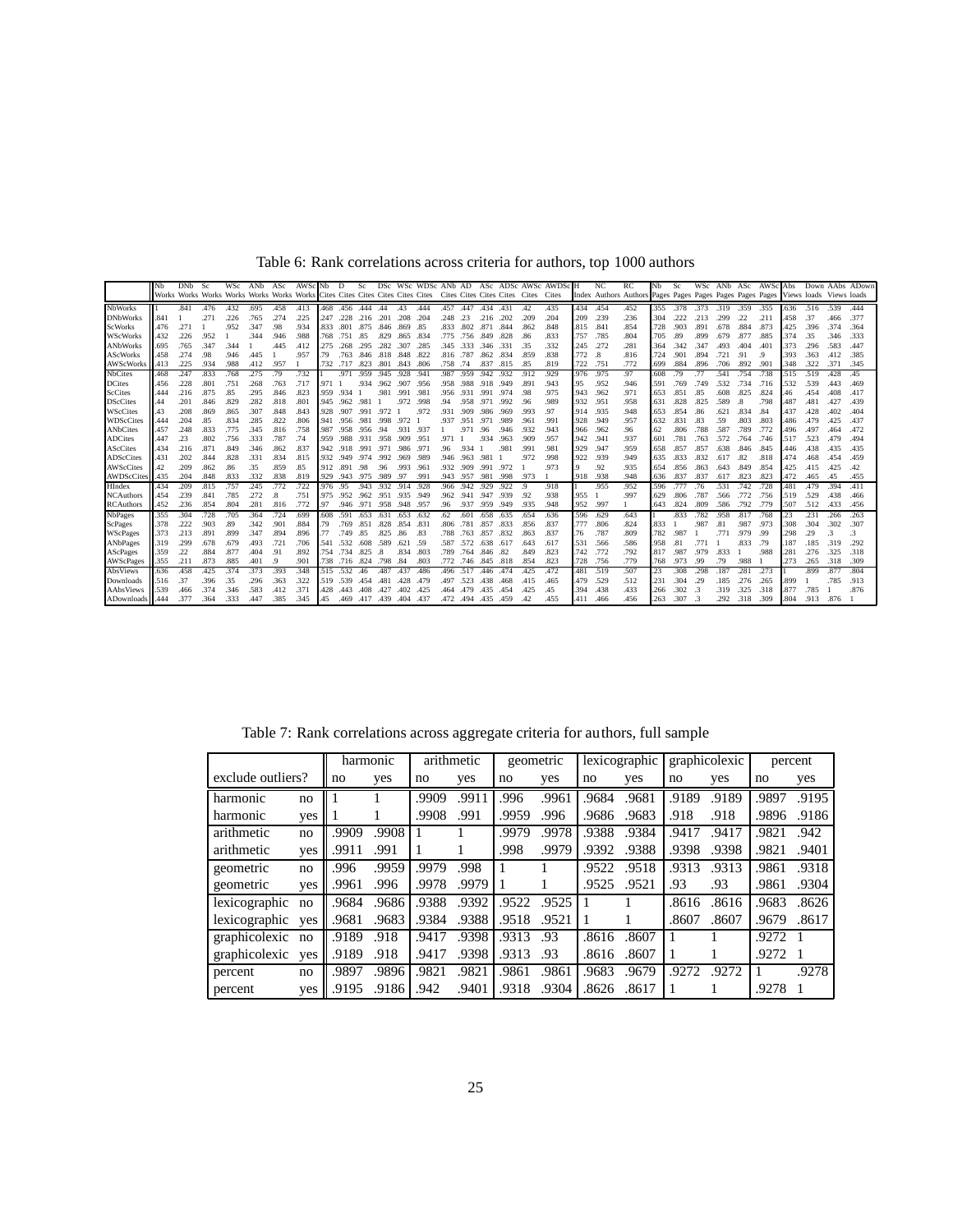Table 6: Rank correlations across criteria for authors, top 1000 authors

| | Nb Works | DNb Works | Sc Works | WSc Works | ANb Works | ASc Works | AWSc Works | Nb Cites | D Cites | Sc Cites | DSc Cites | WSc Cites | WDSc Cites | ANb Cites | AD Cites | ASc Cites | ADSc Cites | AWSc Cites | AWDSc Cites | H Index | NC Authors | RC Authors | Nb Pages | Sc Pages | WSc Pages | ANb Pages | ASc Pages | AWSc Pages | Abs Views | Down loads | AAbs Views | ADown loads |
|---|---|---|---|---|---|---|---|---|---|---|---|---|---|---|---|---|---|---|---|---|---|---|---|---|---|---|---|---|---|---|---|---|
| NbWorks | 1 | .841 | .476 | .432 | .695 | .458 | .413 | .468 | .456 | .444 | .44 | .43 | .444 | .457 | .447 | .434 | .431 | .42 | .435 | .434 | .454 | .452 | .355 | .378 | .373 | .319 | .359 | .355 | .636 | .516 | .539 | .444 |
| DNbWorks | .841 | 1 | .271 | .226 | .765 | .274 | .225 | .247 | .228 | .216 | .201 | .208 | .204 | .248 | .23 | .216 | .202 | .209 | .204 | .209 | .239 | .236 | .304 | .222 | .213 | .299 | .22 | .211 | .458 | .37 | .466 | .377 |
| ScWorks | .476 | .271 | 1 | .952 | .347 | .98 | .934 | .833 | .801 | .875 | .846 | .869 | .85 | .833 | .802 | .871 | .844 | .862 | .848 | .815 | .841 | .854 | .728 | .903 | .891 | .678 | .884 | .873 | .425 | .396 | .374 | .364 |
| WScWorks | .432 | .226 | .952 | 1 | .344 | .946 | .988 | .768 | .751 | .85 | .829 | .865 | .834 | .775 | .756 | .849 | .828 | .86 | .833 | .757 | .785 | .804 | .705 | .89 | .899 | .679 | .877 | .885 | .374 | .35 | .346 | .333 |
| ANbWorks | .695 | .765 | .347 | .344 | 1 | .445 | .412 | .275 | .268 | .295 | .282 | .307 | .285 | .345 | .333 | .346 | .331 | .35 | .332 | .245 | .272 | .281 | .364 | .342 | .347 | .493 | .404 | .401 | .373 | .296 | .583 | .447 |
| AScWorks | .458 | .274 | .98 | .946 | .445 | 1 | .957 | .79 | .763 | .846 | .818 | .848 | .822 | .816 | .787 | .862 | .834 | .859 | .838 | .772 | .8 | .816 | .724 | .901 | .894 | .721 | .91 | .9 | .393 | .363 | .412 | .385 |
| AWScWorks | .413 | .225 | .934 | .988 | .412 | .957 | 1 | .732 | .717 | .823 | .801 | .843 | .806 | .758 | .74 | .837 | .815 | .85 | .819 | .722 | .751 | .772 | .699 | .884 | .896 | .706 | .892 | .901 | .348 | .322 | .371 | .345 |
| NbCites | .468 | .247 | .833 | .768 | .275 | .79 | .732 | 1 | .971 | .959 | .945 | .928 | .941 | .987 | .959 | .942 | .932 | .912 | .929 | .976 | .975 | .97 | .608 | .79 | .77 | .541 | .754 | .738 | .515 | .519 | .428 | .45 |
| DCites | .456 | .228 | .801 | .751 | .268 | .763 | .717 | .971 | 1 | .934 | .962 | .907 | .956 | .958 | .988 | .918 | .949 | .891 | .943 | .95 | .952 | .946 | .591 | .769 | .749 | .532 | .734 | .716 | .532 | .539 | .443 | .469 |
| ScCites | .444 | .216 | .875 | .85 | .295 | .846 | .823 | .959 | .934 | 1 | .981 | .991 | .981 | .956 | .931 | .991 | .974 | .98 | .975 | .943 | .962 | .971 | .653 | .851 | .85 | .608 | .825 | .824 | .46 | .454 | .408 | .417 |
| DScCites | .44 | .201 | .846 | .829 | .282 | .818 | .801 | .945 | .962 | .981 | 1 | .972 | .998 | .94 | .958 | .971 | .992 | .96 | .989 | .932 | .951 | .958 | .631 | .828 | .825 | .589 | .8 | .798 | .487 | .481 | .427 | .439 |
| WScCites | .43 | .208 | .869 | .865 | .307 | .848 | .843 | .928 | .907 | .991 | .972 | 1 | .972 | .931 | .909 | .986 | .969 | .993 | .97 | .914 | .935 | .948 | .653 | .854 | .86 | .621 | .834 | .84 | .437 | .428 | .402 | .404 |
| WDScCites | .444 | .204 | .85 | .834 | .285 | .822 | .806 | .941 | .956 | .981 | .998 | .972 | 1 | .937 | .951 | .971 | .989 | .961 | .991 | .928 | .949 | .957 | .632 | .831 | .83 | .59 | .803 | .803 | .486 | .479 | .425 | .437 |
| ANbCites | .457 | .248 | .833 | .775 | .345 | .816 | .758 | .987 | .958 | .956 | .94 | .931 | .937 | 1 | .971 | .96 | .946 | .932 | .943 | .966 | .962 | .96 | .62 | .806 | .788 | .587 | .789 | .772 | .496 | .497 | .464 | .472 |
| ADCites | .447 | .23 | .802 | .756 | .333 | .787 | .74 | .959 | .988 | .931 | .958 | .909 | .951 | .971 | 1 | .934 | .963 | .909 | .957 | .942 | .941 | .937 | .601 | .781 | .763 | .572 | .764 | .746 | .517 | .523 | .479 | .494 |
| AScCites | .434 | .216 | .871 | .849 | .346 | .862 | .837 | .942 | .918 | .991 | .971 | .986 | .971 | .96 | .934 | 1 | .981 | .991 | .981 | .929 | .947 | .959 | .658 | .857 | .857 | .638 | .846 | .845 | .446 | .438 | .435 | .435 |
| ADScCites | .431 | .202 | .844 | .828 | .331 | .834 | .815 | .932 | .949 | .974 | .992 | .969 | .989 | .946 | .963 | .981 | 1 | .972 | .998 | .922 | .939 | .949 | .635 | .833 | .832 | .617 | .82 | .818 | .474 | .468 | .454 | .459 |
| AWScCites | .42 | .209 | .862 | .86 | .35 | .859 | .85 | .912 | .891 | .98 | .96 | .993 | .961 | .932 | .909 | .991 | .972 | 1 | .973 | .9 | .92 | .935 | .654 | .856 | .863 | .643 | .849 | .854 | .425 | .415 | .425 | .42 |
| AWDScCites | .435 | .204 | .848 | .833 | .332 | .838 | .819 | .929 | .943 | .975 | .989 | .97 | .991 | .943 | .957 | .981 | .998 | .973 | 1 | .918 | .938 | .948 | .636 | .837 | .837 | .617 | .823 | .823 | .472 | .465 | .45 | .455 |
| HIndex | .434 | .209 | .815 | .757 | .245 | .772 | .722 | .976 | .95 | .943 | .932 | .914 | .928 | .966 | .942 | .929 | .922 | .9 | .918 | 1 | .955 | .952 | .596 | .777 | .76 | .531 | .742 | .728 | .481 | .479 | .394 | .411 |
| NCAuthors | .454 | .239 | .841 | .785 | .272 | .8 | .751 | .975 | .952 | .962 | .951 | .935 | .949 | .962 | .941 | .947 | .939 | .92 | .938 | .955 | 1 | .997 | .629 | .806 | .787 | .566 | .772 | .756 | .519 | .529 | .438 | .466 |
| RCAuthors | .452 | .236 | .854 | .804 | .281 | .816 | .772 | .97 | .946 | .971 | .958 | .948 | .957 | .96 | .937 | .959 | .949 | .935 | .948 | .952 | .997 | 1 | .643 | .824 | .809 | .586 | .792 | .779 | .507 | .512 | .433 | .456 |
| NbPages | .355 | .304 | .728 | .705 | .364 | .724 | .699 | .608 | .591 | .653 | .631 | .653 | .632 | .62 | .601 | .658 | .635 | .654 | .636 | .596 | .629 | .643 | 1 | .833 | .782 | .958 | .817 | .768 | .23 | .231 | .266 | .263 |
| ScPages | .378 | .222 | .903 | .89 | .342 | .901 | .884 | .79 | .769 | .851 | .828 | .854 | .831 | .806 | .781 | .857 | .833 | .856 | .837 | .777 | .806 | .824 | .833 | 1 | .987 | .81 | .987 | .973 | .308 | .304 | .302 | .307 |
| WScPages | .373 | .213 | .891 | .899 | .347 | .894 | .896 | .77 | .749 | .85 | .825 | .86 | .83 | .788 | .763 | .857 | .832 | .863 | .837 | .76 | .787 | .809 | .782 | .987 | 1 | .771 | .979 | .99 | .298 | .29 | .3 | .3 |
| ANbPages | .319 | .299 | .678 | .679 | .493 | .721 | .706 | .541 | .532 | .608 | .589 | .621 | .59 | .587 | .572 | .638 | .617 | .643 | .617 | .531 | .566 | .586 | .958 | .81 | .771 | 1 | .833 | .79 | .187 | .185 | .319 | .292 |
| AScPages | .359 | .22 | .884 | .877 | .404 | .91 | .892 | .754 | .734 | .825 | .8 | .834 | .803 | .789 | .764 | .846 | .82 | .849 | .823 | .742 | .772 | .792 | .817 | .987 | .979 | .833 | 1 | .988 | .281 | .276 | .325 | .318 |
| AWScPages | .355 | .211 | .873 | .885 | .401 | .9 | .901 | .738 | .716 | .824 | .798 | .84 | .803 | .772 | .746 | .845 | .818 | .854 | .823 | .728 | .756 | .779 | .768 | .973 | .99 | .79 | .988 | 1 | .273 | .265 | .318 | .309 |
| AbsViews | .636 | .458 | .425 | .374 | .373 | .393 | .348 | .515 | .532 | .46 | .487 | .437 | .486 | .496 | .517 | .446 | .474 | .425 | .472 | .481 | .519 | .507 | .23 | .308 | .298 | .187 | .281 | .273 | 1 | .899 | .877 | .804 |
| Downloads | .516 | .37 | .396 | .35 | .296 | .363 | .322 | .519 | .539 | .454 | .481 | .428 | .479 | .497 | .523 | .438 | .468 | .415 | .465 | .479 | .529 | .512 | .231 | .304 | .29 | .185 | .276 | .265 | .899 | 1 | .785 | .913 |
| AAbsViews | .539 | .466 | .374 | .346 | .583 | .412 | .371 | .428 | .443 | .408 | .427 | .402 | .425 | .464 | .479 | .435 | .454 | .425 | .45 | .394 | .438 | .433 | .266 | .302 | .3 | .319 | .325 | .318 | .877 | .785 | 1 | .876 |
| ADownloads | .444 | .377 | .364 | .333 | .447 | .385 | .345 | .45 | .469 | .417 | .439 | .404 | .437 | .472 | .494 | .435 | .459 | .42 | .455 | .411 | .466 | .456 | .263 | .307 | .3 | .292 | .318 | .309 | .804 | .913 | .876 | 1 |

Table 7: Rank correlations across aggregate criteria for authors, full sample

| | | harmonic | | arithmetic | | geometric | | lexicographic | | graphicolexic | | percent | |
|---|---|---|---|---|---|---|---|---|---|---|---|---|---|
| exclude outliers? | | no | yes | no | yes | no | yes | no | yes | no | yes | no | yes |
| harmonic | no | 1 | 1 | .9909 | .9911 | .996 | .9961 | .9684 | .9681 | .9189 | .9189 | .9897 | .9195 |
| harmonic | yes | 1 | 1 | .9908 | .991 | .9959 | .996 | .9686 | .9683 | .918 | .918 | .9896 | .9186 |
| arithmetic | no | .9909 | .9908 | 1 | 1 | .9979 | .9978 | .9388 | .9384 | .9417 | .9417 | .9821 | .942 |
| arithmetic | yes | .9911 | .991 | 1 | 1 | .998 | .9979 | .9392 | .9388 | .9398 | .9398 | .9821 | .9401 |
| geometric | no | .996 | .9959 | .9979 | .998 | 1 | 1 | .9522 | .9518 | .9313 | .9313 | .9861 | .9318 |
| geometric | yes | .9961 | .996 | .9978 | .9979 | 1 | 1 | .9525 | .9521 | .93 | .93 | .9861 | .9304 |
| lexicographic | no | .9684 | .9686 | .9388 | .9392 | .9522 | .9525 | 1 | 1 | .8616 | .8616 | .9683 | .8626 |
| lexicographic | yes | .9681 | .9683 | .9384 | .9388 | .9518 | .9521 | 1 | 1 | .8607 | .8607 | .9679 | .8617 |
| graphicolexic | no | .9189 | .918 | .9417 | .9398 | .9313 | .93 | .8616 | .8607 | 1 | 1 | .9272 | 1 |
| graphicolexic | yes | .9189 | .918 | .9417 | .9398 | .9313 | .93 | .8616 | .8607 | 1 | 1 | .9272 | 1 |
| percent | no | .9897 | .9896 | .9821 | .9821 | .9861 | .9861 | .9683 | .9679 | .9272 | .9272 | 1 | .9278 |
| percent | yes | .9195 | .9186 | .942 | .9401 | .9318 | .9304 | .8626 | .8617 | 1 | 1 | .9278 | 1 |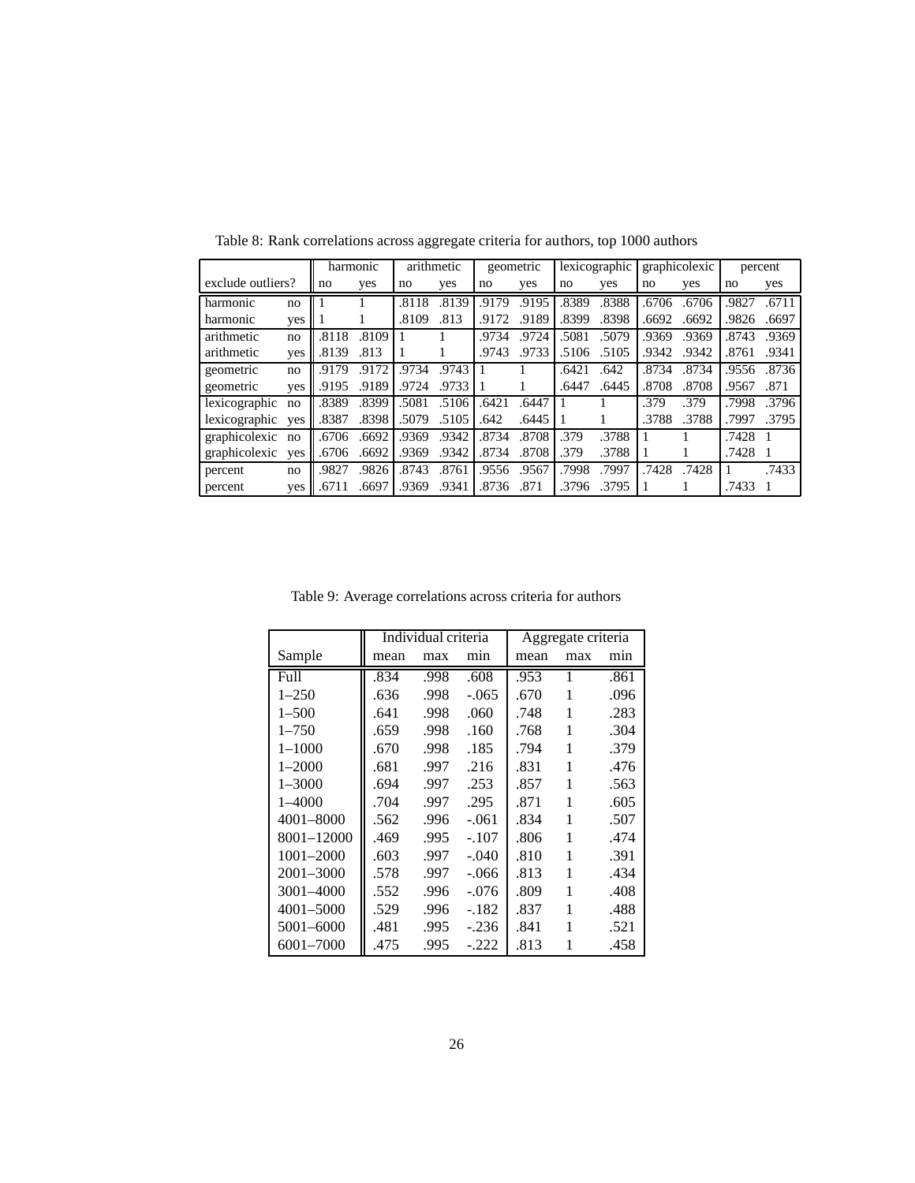Table 8: Rank correlations across aggregate criteria for authors, top 1000 authors

| | | harmonic | | arithmetic | | geometric | | lexicographic | | graphicolexic | | percent | |
|---|---|---|---|---|---|---|---|---|---|---|---|---|---|
| exclude outliers? | | no | yes | no | yes | no | yes | no | yes | no | yes | no | yes |
| harmonic | no | 1 | 1 | .8118 | .8139 | .9179 | .9195 | .8389 | .8388 | .6706 | .6706 | .9827 | .6711 |
| harmonic | yes | 1 | 1 | .8109 | .813 | .9172 | .9189 | .8399 | .8398 | .6692 | .6692 | .9826 | .6697 |
| arithmetic | no | .8118 | .8109 | 1 | 1 | .9734 | .9724 | .5081 | .5079 | .9369 | .9369 | .8743 | .9369 |
| arithmetic | yes | .8139 | .813 | 1 | 1 | .9743 | .9733 | .5106 | .5105 | .9342 | .9342 | .8761 | .9341 |
| geometric | no | .9179 | .9172 | .9734 | .9743 | 1 | 1 | .6421 | .642 | .8734 | .8734 | .9556 | .8736 |
| geometric | yes | .9195 | .9189 | .9724 | .9733 | 1 | 1 | .6447 | .6445 | .8708 | .8708 | .9567 | .871 |
| lexicographic | no | .8389 | .8399 | .5081 | .5106 | .6421 | .6447 | 1 | 1 | .379 | .379 | .7998 | .3796 |
| lexicographic | yes | .8387 | .8398 | .5079 | .5105 | .642 | .6445 | 1 | 1 | .3788 | .3788 | .7997 | .3795 |
| graphicolexic | no | .6706 | .6692 | .9369 | .9342 | .8734 | .8708 | .379 | .3788 | 1 | 1 | .7428 | 1 |
| graphicolexic | yes | .6706 | .6692 | .9369 | .9342 | .8734 | .8708 | .379 | .3788 | 1 | 1 | .7428 | 1 |
| percent | no | .9827 | .9826 | .8743 | .8761 | .9556 | .9567 | .7998 | .7997 | .7428 | .7428 | 1 | .7433 |
| percent | yes | .6711 | .6697 | .9369 | .9341 | .8736 | .871 | .3796 | .3795 | 1 | 1 | .7433 | 1 |

Table 9: Average correlations across criteria for authors

| | Individual criteria | | | Aggregate criteria | | |
|---|---|---|---|---|---|---|
| Sample | mean | max | min | mean | max | min |
| Full | .834 | .998 | .608 | .953 | 1 | .861 |
| 1–250 | .636 | .998 | -.065 | .670 | 1 | .096 |
| 1–500 | .641 | .998 | .060 | .748 | 1 | .283 |
| 1–750 | .659 | .998 | .160 | .768 | 1 | .304 |
| 1–1000 | .670 | .998 | .185 | .794 | 1 | .379 |
| 1–2000 | .681 | .997 | .216 | .831 | 1 | .476 |
| 1–3000 | .694 | .997 | .253 | .857 | 1 | .563 |
| 1–4000 | .704 | .997 | .295 | .871 | 1 | .605 |
| 4001–8000 | .562 | .996 | -.061 | .834 | 1 | .507 |
| 8001–12000 | .469 | .995 | -.107 | .806 | 1 | .474 |
| 1001–2000 | .603 | .997 | -.040 | .810 | 1 | .391 |
| 2001–3000 | .578 | .997 | -.066 | .813 | 1 | .434 |
| 3001–4000 | .552 | .996 | -.076 | .809 | 1 | .408 |
| 4001–5000 | .529 | .996 | -.182 | .837 | 1 | .488 |
| 5001–6000 | .481 | .995 | -.236 | .841 | 1 | .521 |
| 6001–7000 | .475 | .995 | -.222 | .813 | 1 | .458 |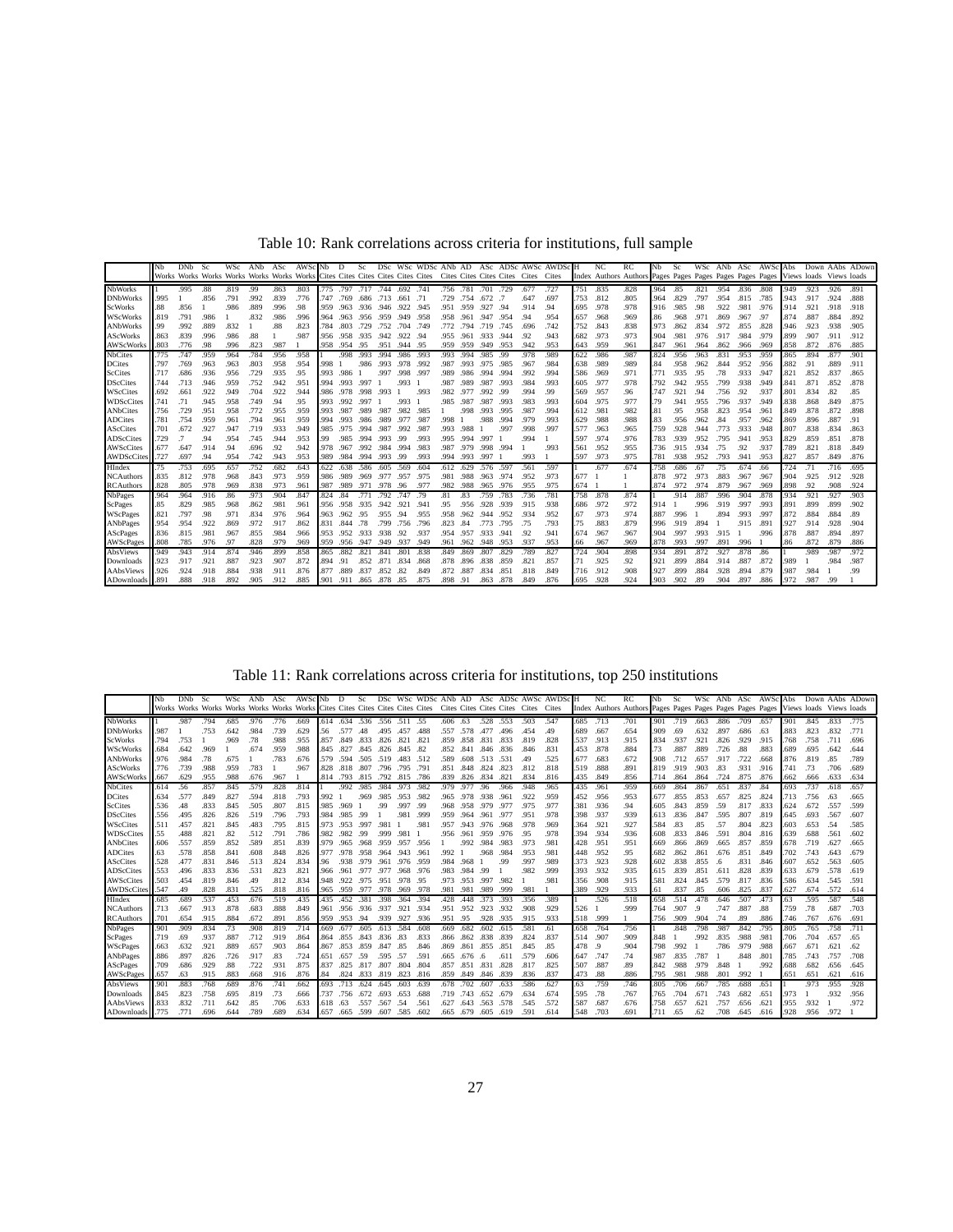Table 10: Rank correlations across criteria for institutions, full sample

| | Nb Works | DNb Works | Sc Works | WSc Works | ANb Works | ASc Works | AWSc Works | Nb Cites | D Cites | Sc Cites | DSc Cites | WSc Cites | WDSc Cites | ANb Cites | AD Cites | ASc Cites | ADSc Cites | AWSc Cites | AWDSc Cites | H Index | NC Authors | RC Authors | Nb Pages | Sc Pages | WSc Pages | ANb Pages | ASc Pages | AWSc Pages | Abs Views | Down loads | AAbs Views | ADown loads |
|---|---|---|---|---|---|---|---|---|---|---|---|---|---|---|---|---|---|---|---|---|---|---|---|---|---|---|---|---|---|---|---|---|
| NbWorks | 1 | .995 | .88 | .819 | .99 | .863 | .803 | .775 | .797 | .717 | .744 | .692 | .741 | .756 | .781 | .701 | .729 | .677 | .727 | .751 | .835 | .828 | .964 | .85 | .821 | .954 | .836 | .808 | .949 | .923 | .926 | .891 |
| DNbWorks | .995 | 1 | .856 | .791 | .992 | .839 | .776 | .747 | .769 | .686 | .713 | .661 | .71 | .729 | .754 | .672 | .7 | .647 | .697 | .753 | .812 | .805 | .964 | .829 | .797 | .954 | .815 | .785 | .943 | .917 | .924 | .888 |
| ScWorks | .88 | .856 | 1 | .986 | .889 | .996 | .98 | .959 | .963 | .936 | .946 | .922 | .945 | .951 | .959 | .927 | .94 | .914 | .94 | .695 | .978 | .978 | .916 | .985 | .98 | .922 | .981 | .976 | .914 | .921 | .918 | .918 |
| WScWorks | .819 | .791 | .986 | 1 | .832 | .986 | .996 | .964 | .963 | .956 | .959 | .949 | .958 | .958 | .961 | .947 | .954 | .94 | .954 | .657 | .968 | .969 | .86 | .968 | .971 | .869 | .967 | .97 | .874 | .887 | .884 | .892 |
| ANbWorks | .99 | .992 | .889 | .832 | 1 | .88 | .823 | .784 | .803 | .729 | .752 | .704 | .749 | .772 | .794 | .719 | .745 | .696 | .742 | .752 | .843 | .838 | .973 | .862 | .834 | .972 | .855 | .828 | .946 | .923 | .938 | .905 |
| AScWorks | .863 | .839 | .996 | .986 | .88 | 1 | .987 | .956 | .958 | .935 | .942 | .922 | .94 | .955 | .961 | .933 | .944 | .92 | .943 | .682 | .973 | .973 | .904 | .981 | .976 | .917 | .984 | .979 | .899 | .907 | .911 | .912 |
| AWScWorks | .803 | .776 | .98 | .996 | .823 | .987 | 1 | .958 | .954 | .95 | .951 | .944 | .95 | .959 | .959 | .949 | .953 | .942 | .953 | .643 | .959 | .961 | .847 | .961 | .964 | .862 | .966 | .969 | .858 | .872 | .876 | .885 |
| NbCites | .775 | .747 | .959 | .964 | .784 | .956 | .958 | 1 | .998 | .993 | .994 | .986 | .993 | .993 | .994 | .985 | .99 | .978 | .989 | .622 | .986 | .987 | .824 | .956 | .963 | .831 | .953 | .959 | .865 | .894 | .877 | .901 |
| DCites | .797 | .769 | .963 | .963 | .803 | .958 | .954 | .998 | 1 | .986 | .993 | .978 | .992 | .987 | .993 | .975 | .985 | .967 | .984 | .638 | .989 | .989 | .84 | .958 | .962 | .844 | .952 | .956 | .882 | .91 | .889 | .911 |
| ScCites | .717 | .686 | .936 | .956 | .729 | .935 | .95 | .993 | .986 | 1 | .997 | .998 | .997 | .989 | .986 | .994 | .994 | .992 | .994 | .586 | .969 | .971 | .771 | .935 | .95 | .78 | .933 | .947 | .821 | .852 | .837 | .865 |
| DScCites | .744 | .713 | .946 | .959 | .752 | .942 | .951 | .994 | .993 | .997 | 1 | .993 | 1 | .987 | .989 | .987 | .993 | .984 | .993 | .605 | .977 | .978 | .792 | .942 | .955 | .799 | .938 | .949 | .841 | .871 | .852 | .878 |
| WScCites | .692 | .661 | .922 | .949 | .704 | .922 | .944 | .986 | .978 | .998 | .993 | 1 | .993 | .982 | .977 | .992 | .99 | .994 | .99 | .569 | .957 | .96 | .747 | .921 | .94 | .756 | .92 | .937 | .801 | .834 | .82 | .85 |
| WDScCites | .741 | .71 | .945 | .958 | .749 | .94 | .95 | .993 | .992 | .997 | 1 | .993 | 1 | .985 | .987 | .987 | .993 | .983 | .993 | .604 | .975 | .977 | .79 | .941 | .955 | .796 | .937 | .949 | .838 | .868 | .849 | .875 |
| ANbCites | .756 | .729 | .951 | .958 | .772 | .955 | .959 | .993 | .987 | .989 | .987 | .982 | .985 | 1 | .998 | .993 | .995 | .987 | .994 | .612 | .981 | .982 | .81 | .95 | .958 | .823 | .954 | .961 | .849 | .878 | .872 | .898 |
| ADCites | .781 | .754 | .959 | .961 | .794 | .961 | .959 | .994 | .993 | .986 | .989 | .977 | .987 | .998 | 1 | .988 | .994 | .979 | .993 | .629 | .988 | .988 | .83 | .956 | .962 | .84 | .957 | .962 | .869 | .896 | .887 | .91 |
| AScCites | .701 | .672 | .927 | .947 | .719 | .933 | .949 | .985 | .975 | .994 | .987 | .992 | .987 | .993 | .988 | 1 | .997 | .998 | .997 | .577 | .963 | .965 | .759 | .928 | .944 | .773 | .933 | .948 | .807 | .838 | .834 | .863 |
| ADScCites | .729 | .7 | .94 | .954 | .745 | .944 | .953 | .99 | .985 | .994 | .993 | .99 | .993 | .995 | .994 | .997 | 1 | .994 | 1 | .597 | .974 | .976 | .783 | .939 | .952 | .795 | .941 | .953 | .829 | .859 | .851 | .878 |
| AWScCites | .677 | .647 | .914 | .94 | .696 | .92 | .942 | .978 | .967 | .992 | .984 | .994 | .983 | .987 | .979 | .998 | .994 | 1 | .993 | .561 | .952 | .955 | .736 | .915 | .934 | .75 | .92 | .937 | .789 | .821 | .818 | .849 |
| AWDScCites | .727 | .697 | .94 | .954 | .742 | .943 | .953 | .989 | .984 | .994 | .993 | .99 | .993 | .994 | .993 | .997 | 1 | .993 | | .597 | .973 | .975 | .781 | .938 | .952 | .793 | .941 | .953 | .827 | .857 | .849 | .876 |
| HIndex | .75 | .753 | .695 | .657 | .752 | .682 | .643 | .622 | .638 | .586 | .605 | .569 | .604 | .612 | .629 | .576 | .597 | .561 | .597 | 1 | .677 | .674 | .758 | .686 | .67 | .75 | .674 | .66 | .724 | .71 | .716 | .695 |
| NCAuthors | .835 | .812 | .978 | .968 | .843 | .973 | .959 | .986 | .989 | .969 | .977 | .957 | .975 | .981 | .988 | .963 | .974 | .952 | .973 | .677 | 1 | 1 | .878 | .972 | .973 | .883 | .967 | .967 | .904 | .925 | .912 | .928 |
| RCAuthors | .828 | .805 | .978 | .969 | .838 | .973 | .961 | .987 | .989 | .971 | .978 | .96 | .977 | .982 | .988 | .965 | .976 | .955 | .975 | .674 | 1 | 1 | .874 | .972 | .974 | .879 | .967 | .969 | .898 | .92 | .908 | .924 |
| NbPages | .964 | .964 | .916 | .86 | .973 | .904 | .847 | .824 | .84 | .771 | .792 | .747 | .79 | .81 | .83 | .759 | .783 | .736 | .781 | .758 | .878 | .874 | 1 | .914 | .887 | .996 | .904 | .878 | .934 | .921 | .927 | .903 |
| ScPages | .85 | .829 | .985 | .968 | .862 | .981 | .961 | .956 | .958 | .935 | .942 | .921 | .941 | .95 | .956 | .928 | .939 | .915 | .938 | .686 | .972 | .972 | .914 | 1 | .996 | .919 | .997 | .993 | .891 | .899 | .899 | .902 |
| WScPages | .821 | .797 | .98 | .971 | .834 | .976 | .964 | .963 | .962 | .95 | .955 | .94 | .955 | .958 | .962 | .944 | .952 | .934 | .952 | .67 | .973 | .974 | .887 | .996 | 1 | .894 | .993 | .997 | .872 | .884 | .884 | .89 |
| ANbPages | .954 | .954 | .922 | .869 | .972 | .917 | .862 | .831 | .844 | .78 | .799 | .756 | .796 | .823 | .84 | .773 | .795 | .75 | .793 | .75 | .883 | .879 | .996 | .919 | .894 | 1 | .915 | .891 | .927 | .914 | .928 | .904 |
| AScPages | .836 | .815 | .981 | .967 | .855 | .984 | .966 | .953 | .952 | .933 | .938 | .92 | .937 | .954 | .957 | .933 | .941 | .92 | .941 | .674 | .967 | .967 | .904 | .997 | .993 | .915 | 1 | .996 | .878 | .887 | .894 | .897 |
| AWScPages | .808 | .785 | .976 | .97 | .828 | .979 | .969 | .959 | .956 | .947 | .949 | .937 | .949 | .961 | .962 | .948 | .953 | .937 | .953 | .66 | .967 | .969 | .878 | .993 | .997 | .891 | .996 | 1 | .86 | .872 | .879 | .886 |
| AbsViews | .949 | .943 | .914 | .874 | .946 | .899 | .858 | .865 | .882 | .821 | .841 | .801 | .838 | .849 | .869 | .807 | .829 | .789 | .827 | .724 | .904 | .898 | .934 | .891 | .872 | .927 | .878 | .86 | 1 | .989 | .987 | .972 |
| Downloads | .923 | .917 | .921 | .887 | .923 | .907 | .872 | .894 | .91 | .852 | .871 | .834 | .868 | .878 | .896 | .838 | .859 | .821 | .857 | .71 | .925 | .92 | .921 | .899 | .884 | .914 | .887 | .872 | .989 | 1 | .984 | .987 |
| AAbsViews | .926 | .924 | .918 | .884 | .938 | .911 | .876 | .877 | .889 | .837 | .852 | .82 | .849 | .872 | .887 | .834 | .851 | .818 | .849 | .716 | .912 | .908 | .927 | .899 | .884 | .928 | .894 | .879 | .987 | .984 | 1 | .99 |
| ADownloads | .891 | .888 | .918 | .892 | .905 | .912 | .885 | .901 | .911 | .865 | .878 | .85 | .875 | .898 | .91 | .863 | .878 | .849 | .876 | .695 | .928 | .924 | .903 | .902 | .89 | .904 | .897 | .886 | .972 | .987 | .99 | 1 |

Table 11: Rank correlations across criteria for institutions, top 250 institutions

| | Nb Works | DNb Works | Sc Works | WSc Works | ANb Works | ASc Works | AWSc Works | Nb Cites | D Cites | Sc Cites | DSc Cites | WSc Cites | WDSc Cites | ANb Cites | AD Cites | ASc Cites | ADSc Cites | AWSc Cites | AWDSc Cites | H Index | NC Authors | RC Authors | Nb Pages | Sc Pages | WSc Pages | ANb Pages | ASc Pages | AWSc Pages | Abs Views | Down loads | AAbs Views | ADown loads |
|---|---|---|---|---|---|---|---|---|---|---|---|---|---|---|---|---|---|---|---|---|---|---|---|---|---|---|---|---|---|---|---|---|
| NbWorks | 1 | .987 | .794 | .685 | .976 | .776 | .669 | .614 | .634 | .536 | .556 | .511 | .55 | .606 | .63 | .528 | .553 | .503 | .547 | .685 | .713 | .701 | .901 | .719 | .663 | .886 | .709 | .657 | .901 | .845 | .833 | .775 |
| DNbWorks | .987 | 1 | .753 | .642 | .984 | .739 | .629 | .56 | .577 | .48 | .495 | .457 | .488 | .557 | .578 | .477 | .496 | .454 | .49 | .689 | .667 | .654 | .909 | .69 | .632 | .897 | .686 | .63 | .883 | .823 | .832 | .771 |
| ScWorks | .794 | .753 | 1 | .969 | .78 | .988 | .955 | .857 | .849 | .833 | .826 | .821 | .821 | .859 | .858 | .831 | .833 | .819 | .828 | .537 | .913 | .915 | .834 | .937 | .921 | .826 | .929 | .915 | .768 | .758 | .711 | .696 |
| WScWorks | .684 | .642 | .969 | 1 | .674 | .959 | .988 | .845 | .827 | .845 | .826 | .845 | .82 | .852 | .841 | .846 | .836 | .846 | .831 | .453 | .878 | .884 | .73 | .887 | .889 | .726 | .88 | .883 | .689 | .695 | .642 | .644 |
| ANbWorks | .976 | .984 | .78 | .675 | 1 | .783 | .676 | .579 | .594 | .505 | .519 | .483 | .512 | .589 | .608 | .513 | .531 | .49 | .525 | .677 | .683 | .672 | .908 | .712 | .657 | .917 | .722 | .668 | .876 | .819 | .85 | .789 |
| AScWorks | .776 | .739 | .988 | .959 | .783 | 1 | .967 | .828 | .818 | .807 | .796 | .795 | .791 | .851 | .848 | .824 | .823 | .812 | .818 | .519 | .888 | .891 | .819 | .919 | .903 | .83 | .931 | .916 | .741 | .73 | .706 | .689 |
| AWScWorks | .667 | .629 | .955 | .988 | .676 | .967 | 1 | .814 | .793 | .815 | .792 | .815 | .786 | .839 | .826 | .834 | .821 | .834 | .816 | .435 | .849 | .856 | .714 | .864 | .864 | .724 | .875 | .876 | .662 | .666 | .633 | .634 |
| NbCites | .614 | .56 | .857 | .845 | .579 | .828 | .814 | 1 | .992 | .985 | .984 | .973 | .982 | .979 | .977 | .96 | .966 | .948 | .965 | .435 | .961 | .959 | .669 | .864 | .867 | .651 | .837 | .84 | .693 | .737 | .618 | .657 |
| DCites | .634 | .577 | .849 | .827 | .594 | .818 | .793 | .992 | 1 | .969 | .985 | .953 | .982 | .965 | .978 | .938 | .961 | .922 | .959 | .452 | .956 | .953 | .677 | .855 | .853 | .657 | .825 | .824 | .713 | .756 | .63 | .665 |
| ScCites | .536 | .48 | .833 | .845 | .505 | .807 | .815 | .985 | .969 | 1 | .99 | .997 | .99 | .968 | .958 | .979 | .977 | .975 | .977 | .381 | .936 | .94 | .605 | .843 | .859 | .59 | .817 | .833 | .624 | .672 | .557 | .599 |
| DScCites | .556 | .495 | .826 | .826 | .519 | .796 | .793 | .984 | .985 | .99 | 1 | .981 | .999 | .959 | .964 | .961 | .977 | .951 | .978 | .398 | .937 | .939 | .613 | .836 | .847 | .595 | .807 | .819 | .645 | .693 | .567 | .607 |
| WScCites | .511 | .457 | .821 | .845 | .483 | .795 | .815 | .973 | .953 | .997 | .981 | 1 | .981 | .957 | .943 | .976 | .968 | .978 | .969 | .364 | .921 | .927 | .584 | .83 | .85 | .57 | .804 | .823 | .603 | .653 | .54 | .585 |
| WDScCites | .55 | .488 | .821 | .82 | .512 | .791 | .786 | .982 | .982 | .99 | .999 | .981 | 1 | .956 | .961 | .959 | .976 | .95 | .978 | .394 | .934 | .936 | .608 | .833 | .846 | .591 | .804 | .816 | .639 | .688 | .561 | .602 |
| ANbCites | .606 | .557 | .859 | .852 | .589 | .851 | .839 | .979 | .965 | .968 | .959 | .957 | .956 | 1 | .992 | .984 | .983 | .973 | .981 | .428 | .951 | .951 | .669 | .866 | .869 | .665 | .857 | .859 | .678 | .719 | .627 | .665 |
| ADCites | .63 | .578 | .858 | .841 | .608 | .848 | .826 | .977 | .978 | .958 | .964 | .943 | .961 | .992 | 1 | .968 | .984 | .953 | .981 | .448 | .952 | .95 | .682 | .862 | .861 | .676 | .851 | .849 | .702 | .743 | .643 | .679 |
| AScCites | .528 | .477 | .831 | .846 | .513 | .824 | .834 | .96 | .938 | .979 | .961 | .976 | .959 | .984 | .968 | 1 | .99 | .997 | .989 | .373 | .923 | .928 | .602 | .838 | .855 | .6 | .831 | .846 | .607 | .652 | .563 | .605 |
| ADScCites | .553 | .496 | .833 | .836 | .531 | .823 | .821 | .966 | .961 | .977 | .977 | .968 | .976 | .983 | .984 | .99 | 1 | .982 | .999 | .393 | .932 | .935 | .615 | .839 | .851 | .611 | .828 | .839 | .633 | .679 | .578 | .619 |
| AWScCites | .503 | .454 | .819 | .846 | .49 | .812 | .834 | .948 | .922 | .975 | .951 | .978 | .95 | .973 | .953 | .997 | .982 | 1 | .981 | .356 | .908 | .915 | .581 | .824 | .845 | .579 | .817 | .836 | .586 | .634 | .545 | .591 |
| AWDScCites | .547 | .49 | .828 | .831 | .525 | .818 | .816 | .965 | .959 | .977 | .978 | .969 | .978 | .981 | .981 | .989 | .999 | .981 | | .389 | .929 | .933 | .61 | .837 | .85 | .606 | .825 | .837 | .627 | .674 | .572 | .614 |
| HIndex | .685 | .689 | .537 | .453 | .676 | .519 | .435 | .435 | .452 | .381 | .398 | .364 | .394 | .428 | .448 | .373 | .393 | .356 | .389 | 1 | .526 | .518 | .658 | .514 | .478 | .646 | .507 | .473 | .63 | .595 | .587 | .548 |
| NCAuthors | .713 | .667 | .913 | .878 | .683 | .888 | .849 | .961 | .956 | .936 | .937 | .921 | .934 | .951 | .952 | .923 | .932 | .908 | .929 | .526 | 1 | .999 | .764 | .907 | .9 | .747 | .887 | .88 | .759 | .78 | .687 | .703 |
| RCAuthors | .701 | .654 | .915 | .884 | .672 | .891 | .856 | .959 | .953 | .94 | .939 | .927 | .936 | .951 | .95 | .928 | .935 | .915 | .933 | .518 | .999 | 1 | .756 | .909 | .904 | .74 | .89 | .886 | .746 | .767 | .676 | .691 |
| NbPages | .901 | .909 | .834 | .73 | .908 | .819 | .714 | .669 | .677 | .605 | .613 | .584 | .608 | .669 | .682 | .602 | .615 | .581 | .61 | .658 | .764 | .756 | 1 | .848 | .798 | .987 | .842 | .795 | .805 | .765 | .758 | .711 |
| ScPages | .719 | .69 | .937 | .887 | .712 | .919 | .864 | .864 | .855 | .843 | .836 | .83 | .833 | .866 | .862 | .838 | .839 | .824 | .837 | .514 | .907 | .909 | .848 | 1 | .992 | .835 | .988 | .981 | .706 | .704 | .657 | .65 |
| WScPages | .663 | .632 | .921 | .889 | .657 | .903 | .864 | .867 | .853 | .859 | .847 | .85 | .846 | .869 | .861 | .855 | .851 | .845 | .85 | .478 | .9 | .904 | .798 | .992 | 1 | .786 | .979 | .988 | .667 | .671 | .621 | .62 |
| ANbPages | .886 | .897 | .826 | .726 | .917 | .83 | .724 | .651 | .657 | .59 | .595 | .57 | .591 | .665 | .676 | .6 | .611 | .579 | .606 | .647 | .747 | .74 | .987 | .835 | .787 | 1 | .848 | .801 | .785 | .743 | .757 | .708 |
| AScPages | .709 | .686 | .929 | .88 | .722 | .931 | .875 | .837 | .825 | .817 | .807 | .804 | .804 | .857 | .851 | .831 | .828 | .817 | .825 | .507 | .887 | .89 | .842 | .988 | .979 | .848 | 1 | .992 | .688 | .682 | .656 | .645 |
| AWScPages | .657 | .63 | .915 | .883 | .668 | .916 | .876 | .84 | .824 | .833 | .819 | .823 | .816 | .859 | .849 | .846 | .839 | .836 | .837 | .473 | .88 | .886 | .795 | .981 | .988 | .801 | .992 | 1 | .651 | .651 | .621 | .616 |
| AbsViews | .901 | .883 | .768 | .689 | .876 | .741 | .662 | .693 | .713 | .624 | .645 | .603 | .639 | .678 | .702 | .607 | .633 | .586 | .627 | .63 | .759 | .746 | .805 | .706 | .667 | .785 | .688 | .651 | 1 | .973 | .955 | .928 |
| Downloads | .845 | .823 | .758 | .695 | .819 | .73 | .666 | .737 | .756 | .672 | .693 | .653 | .688 | .719 | .743 | .652 | .679 | .634 | .674 | .595 | .78 | .767 | .765 | .704 | .671 | .743 | .682 | .651 | .973 | 1 | .932 | .956 |
| AAbsViews | .833 | .832 | .711 | .642 | .85 | .706 | .633 | .618 | .63 | .557 | .567 | .54 | .561 | .627 | .643 | .563 | .578 | .545 | .572 | .587 | .687 | .676 | .758 | .657 | .621 | .757 | .656 | .621 | .955 | .932 | 1 | .972 |
| ADownloads | .775 | .771 | .696 | .644 | .789 | .689 | .634 | .657 | .665 | .599 | .607 | .585 | .602 | .665 | .679 | .605 | .619 | .591 | .614 | .548 | .703 | .691 | .711 | .65 | .62 | .708 | .645 | .616 | .928 | .956 | .972 | 1 |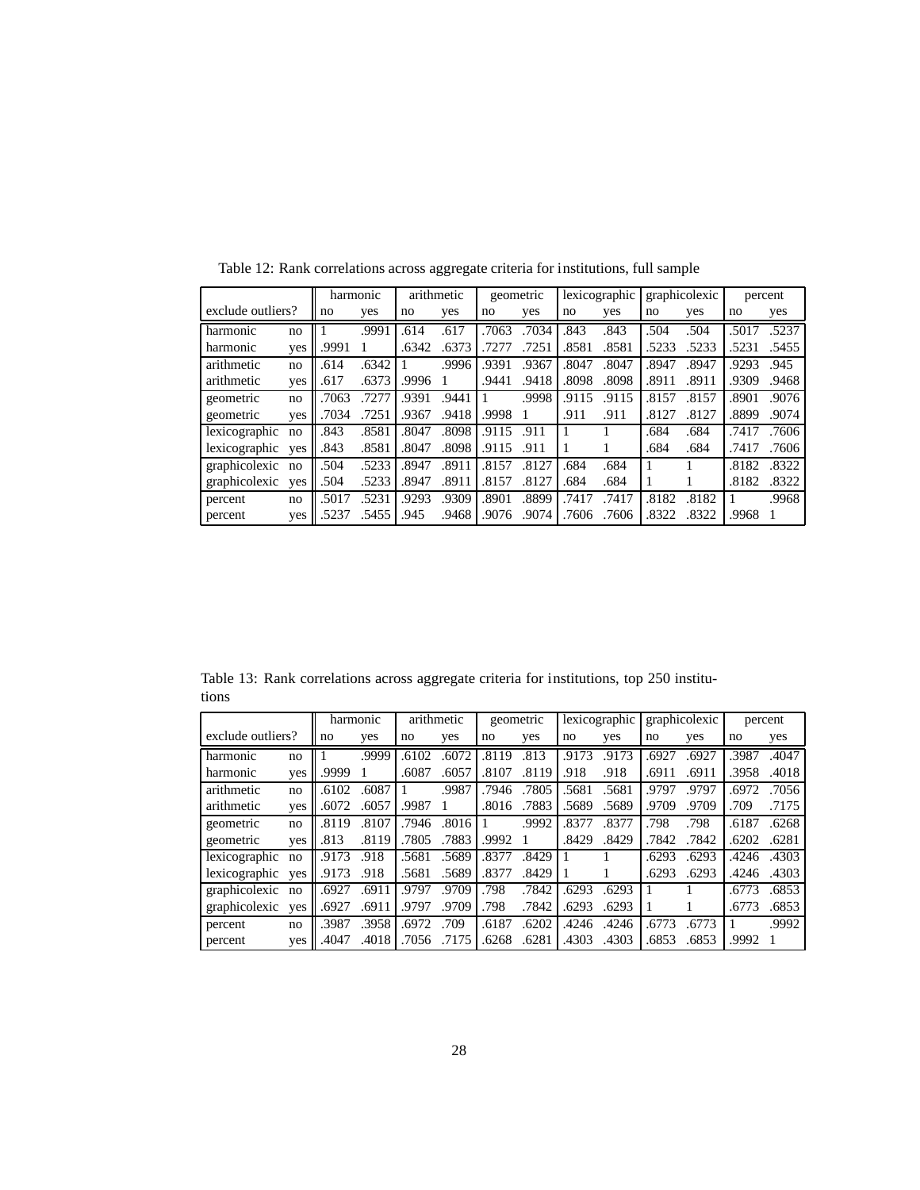Table 12: Rank correlations across aggregate criteria for institutions, full sample

| | | harmonic | | arithmetic | | geometric | | lexicographic | | graphicolexic | | percent | |
|---|---|---|---|---|---|---|---|---|---|---|---|---|---|
| exclude outliers? | | no | yes | no | yes | no | yes | no | yes | no | yes | no | yes |
| harmonic | no | 1 | .9991 | .614 | .617 | .7063 | .7034 | .843 | .843 | .504 | .504 | .5017 | .5237 |
| harmonic | yes | .9991 | 1 | .6342 | .6373 | .7277 | .7251 | .8581 | .8581 | .5233 | .5233 | .5231 | .5455 |
| arithmetic | no | .614 | .6342 | 1 | .9996 | .9391 | .9367 | .8047 | .8047 | .8947 | .8947 | .9293 | .945 |
| arithmetic | yes | .617 | .6373 | .9996 | 1 | .9441 | .9418 | .8098 | .8098 | .8911 | .8911 | .9309 | .9468 |
| geometric | no | .7063 | .7277 | .9391 | .9441 | 1 | .9998 | .9115 | .9115 | .8157 | .8157 | .8901 | .9076 |
| geometric | yes | .7034 | .7251 | .9367 | .9418 | .9998 | 1 | .911 | .911 | .8127 | .8127 | .8899 | .9074 |
| lexicographic | no | .843 | .8581 | .8047 | .8098 | .9115 | .911 | 1 | 1 | .684 | .684 | .7417 | .7606 |
| lexicographic | yes | .843 | .8581 | .8047 | .8098 | .9115 | .911 | 1 | 1 | .684 | .684 | .7417 | .7606 |
| graphicolexic | no | .504 | .5233 | .8947 | .8911 | .8157 | .8127 | .684 | .684 | 1 | 1 | .8182 | .8322 |
| graphicolexic | yes | .504 | .5233 | .8947 | .8911 | .8157 | .8127 | .684 | .684 | 1 | 1 | .8182 | .8322 |
| percent | no | .5017 | .5231 | .9293 | .9309 | .8901 | .8899 | .7417 | .7417 | .8182 | .8182 | 1 | .9968 |
| percent | yes | .5237 | .5455 | .945 | .9468 | .9076 | .9074 | .7606 | .7606 | .8322 | .8322 | .9968 | 1 |

Table 13: Rank correlations across aggregate criteria for institutions, top 250 institutions

| | | harmonic | | arithmetic | | geometric | | lexicographic | | graphicolexic | | percent | |
|---|---|---|---|---|---|---|---|---|---|---|---|---|---|
| exclude outliers? | | no | yes | no | yes | no | yes | no | yes | no | yes | no | yes |
| harmonic | no | 1 | .9999 | .6102 | .6072 | .8119 | .813 | .9173 | .9173 | .6927 | .6927 | .3987 | .4047 |
| harmonic | yes | .9999 | 1 | .6087 | .6057 | .8107 | .8119 | .918 | .918 | .6911 | .6911 | .3958 | .4018 |
| arithmetic | no | .6102 | .6087 | 1 | .9987 | .7946 | .7805 | .5681 | .5681 | .9797 | .9797 | .6972 | .7056 |
| arithmetic | yes | .6072 | .6057 | .9987 | 1 | .8016 | .7883 | .5689 | .5689 | .9709 | .9709 | .709 | .7175 |
| geometric | no | .8119 | .8107 | .7946 | .8016 | 1 | .9992 | .8377 | .8377 | .798 | .798 | .6187 | .6268 |
| geometric | yes | .813 | .8119 | .7805 | .7883 | .9992 | 1 | .8429 | .8429 | .7842 | .7842 | .6202 | .6281 |
| lexicographic | no | .9173 | .918 | .5681 | .5689 | .8377 | .8429 | 1 | 1 | .6293 | .6293 | .4246 | .4303 |
| lexicographic | yes | .9173 | .918 | .5681 | .5689 | .8377 | .8429 | 1 | 1 | .6293 | .6293 | .4246 | .4303 |
| graphicolexic | no | .6927 | .6911 | .9797 | .9709 | .798 | .7842 | .6293 | .6293 | 1 | 1 | .6773 | .6853 |
| graphicolexic | yes | .6927 | .6911 | .9797 | .9709 | .798 | .7842 | .6293 | .6293 | 1 | 1 | .6773 | .6853 |
| percent | no | .3987 | .3958 | .6972 | .709 | .6187 | .6202 | .4246 | .4246 | .6773 | .6773 | 1 | .9992 |
| percent | yes | .4047 | .4018 | .7056 | .7175 | .6268 | .6281 | .4303 | .4303 | .6853 | .6853 | .9992 | 1 |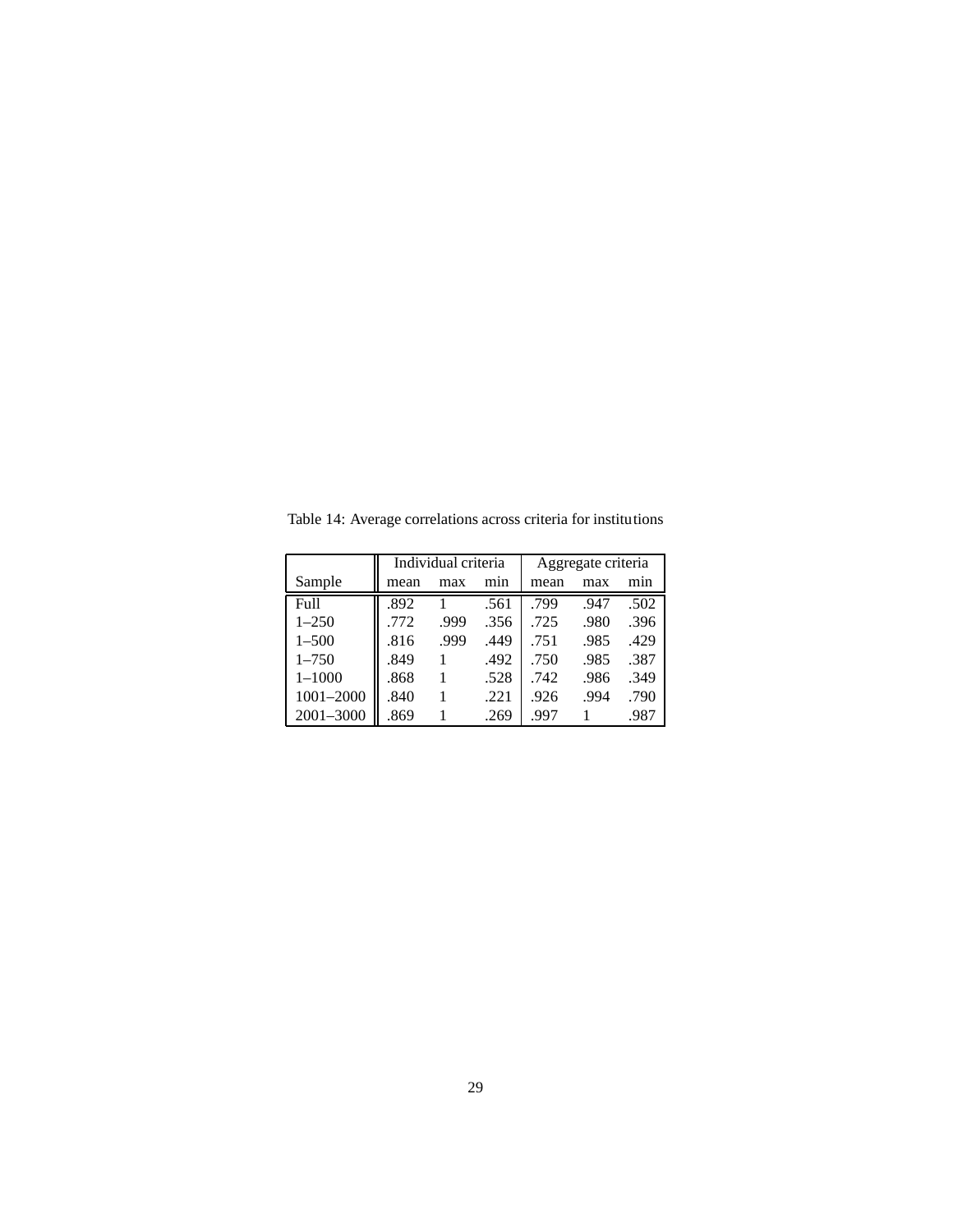Table 14: Average correlations across criteria for institutions

| | Individual criteria | | | Aggregate criteria | | |
|---|---|---|---|---|---|---|
| Sample | mean | max | min | mean | max | min |
| Full | .892 | 1 | .561 | .799 | .947 | .502 |
| 1–250 | .772 | .999 | .356 | .725 | .980 | .396 |
| 1–500 | .816 | .999 | .449 | .751 | .985 | .429 |
| 1–750 | .849 | 1 | .492 | .750 | .985 | .387 |
| 1–1000 | .868 | 1 | .528 | .742 | .986 | .349 |
| 1001–2000 | .840 | 1 | .221 | .926 | .994 | .790 |
| 2001–3000 | .869 | 1 | .269 | .997 | 1 | .987 |